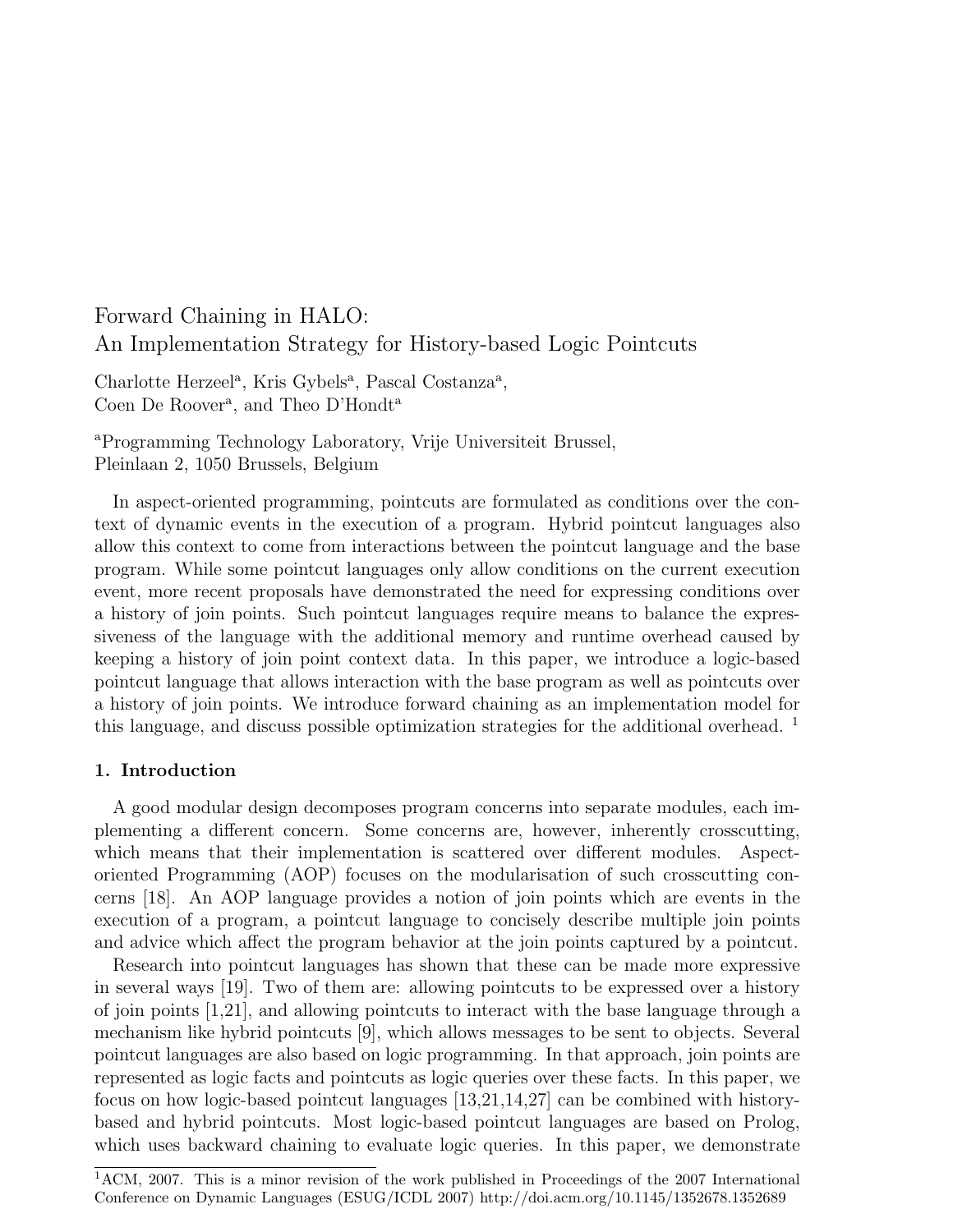# Forward Chaining in HALO: An Implementation Strategy for History-based Logic Pointcuts

Charlotte Herzeel[a], Kris Gybels[a], Pascal Costanza[a], Coen De Roover[a], and Theo D'Hondt[a]

[a]Programming Technology Laboratory, Vrije Universiteit Brussel, Pleinlaan 2, 1050 Brussels, Belgium

In aspect-oriented programming, pointcuts are formulated as conditions over the context of dynamic events in the execution of a program. Hybrid pointcut languages also allow this context to come from interactions between the pointcut language and the base program. While some pointcut languages only allow conditions on the current execution event, more recent proposals have demonstrated the need for expressing conditions over a history of join points. Such pointcut languages require means to balance the expressiveness of the language with the additional memory and runtime overhead caused by keeping a history of join point context data. In this paper, we introduce a logic-based pointcut language that allows interaction with the base program as well as pointcuts over a history of join points. We introduce forward chaining as an implementation model for this language, and discuss possible optimization strategies for the additional overhead. [1]

## 1. Introduction

A good modular design decomposes program concerns into separate modules, each implementing a different concern. Some concerns are, however, inherently crosscutting, which means that their implementation is scattered over different modules. Aspect-oriented Programming (AOP) focuses on the modularisation of such crosscutting concerns [18]. An AOP language provides a notion of join points which are events in the execution of a program, a pointcut language to concisely describe multiple join points and advice which affect the program behavior at the join points captured by a pointcut.

Research into pointcut languages has shown that these can be made more expressive in several ways [19]. Two of them are: allowing pointcuts to be expressed over a history of join points [1,21], and allowing pointcuts to interact with the base language through a mechanism like hybrid pointcuts [9], which allows messages to be sent to objects. Several pointcut languages are also based on logic programming. In that approach, join points are represented as logic facts and pointcuts as logic queries over these facts. In this paper, we focus on how logic-based pointcut languages [13,21,14,27] can be combined with history-based and hybrid pointcuts. Most logic-based pointcut languages are based on Prolog, which uses backward chaining to evaluate logic queries. In this paper, we demonstrate

[1] ACM, 2007. This is a minor revision of the work published in Proceedings of the 2007 International Conference on Dynamic Languages (ESUG/ICDL 2007) http://doi.acm.org/10.1145/1352678.1352689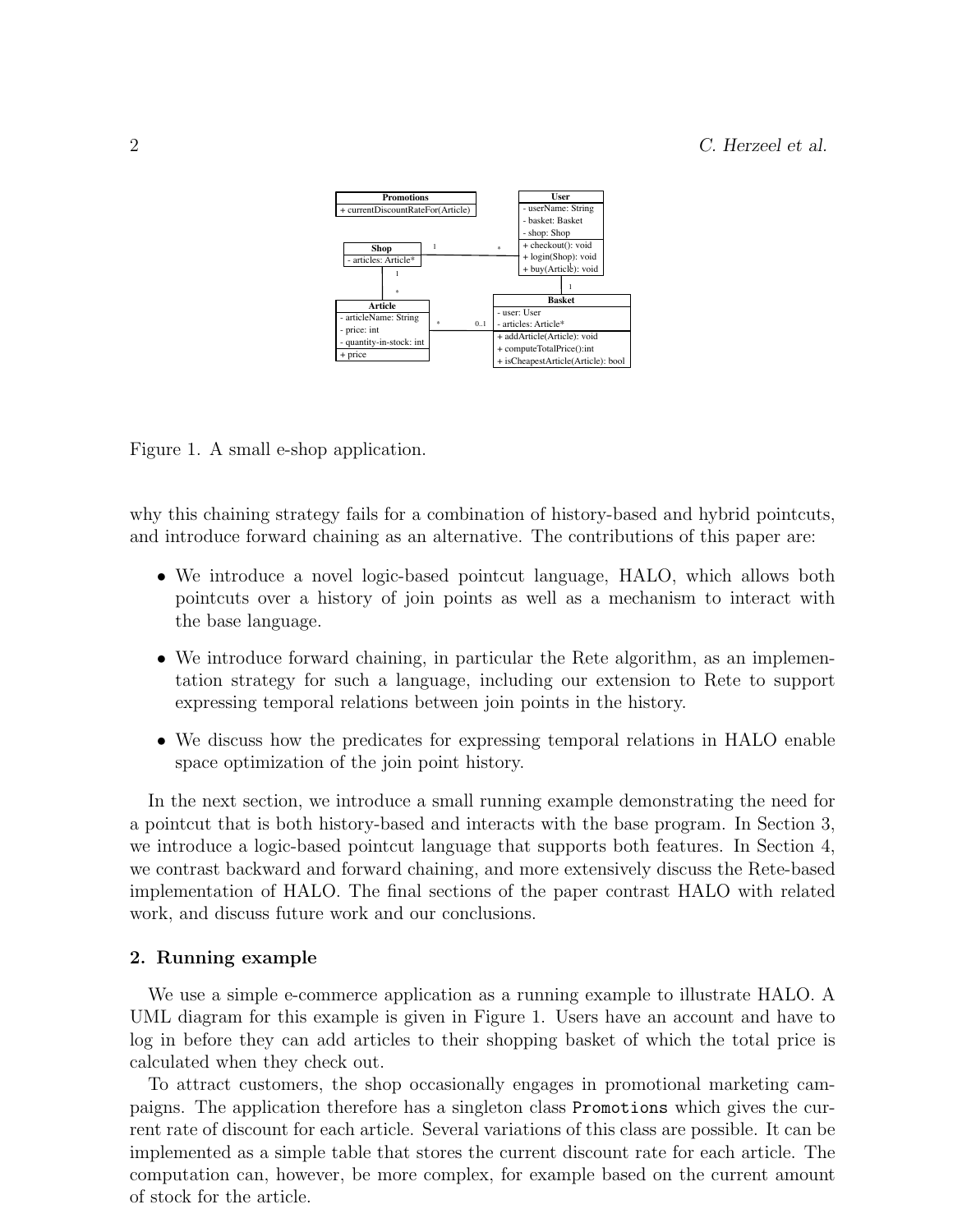Figure 1. A small e-shop application.

why this chaining strategy fails for a combination of history-based and hybrid pointcuts, and introduce forward chaining as an alternative. The contributions of this paper are:

- We introduce a novel logic-based pointcut language, HALO, which allows both pointcuts over a history of join points as well as a mechanism to interact with the base language.
- We introduce forward chaining, in particular the Rete algorithm, as an implementation strategy for such a language, including our extension to Rete to support expressing temporal relations between join points in the history.
- We discuss how the predicates for expressing temporal relations in HALO enable space optimization of the join point history.

In the next section, we introduce a small running example demonstrating the need for a pointcut that is both history-based and interacts with the base program. In Section 3, we introduce a logic-based pointcut language that supports both features. In Section 4, we contrast backward and forward chaining, and more extensively discuss the Rete-based implementation of HALO. The final sections of the paper contrast HALO with related work, and discuss future work and our conclusions.

## 2. Running example

We use a simple e-commerce application as a running example to illustrate HALO. A UML diagram for this example is given in Figure 1. Users have an account and have to log in before they can add articles to their shopping basket of which the total price is calculated when they check out.

To attract customers, the shop occasionally engages in promotional marketing campaigns. The application therefore has a singleton class `Promotions` which gives the current rate of discount for each article. Several variations of this class are possible. It can be implemented as a simple table that stores the current discount rate for each article. The computation can, however, be more complex, for example based on the current amount of stock for the article.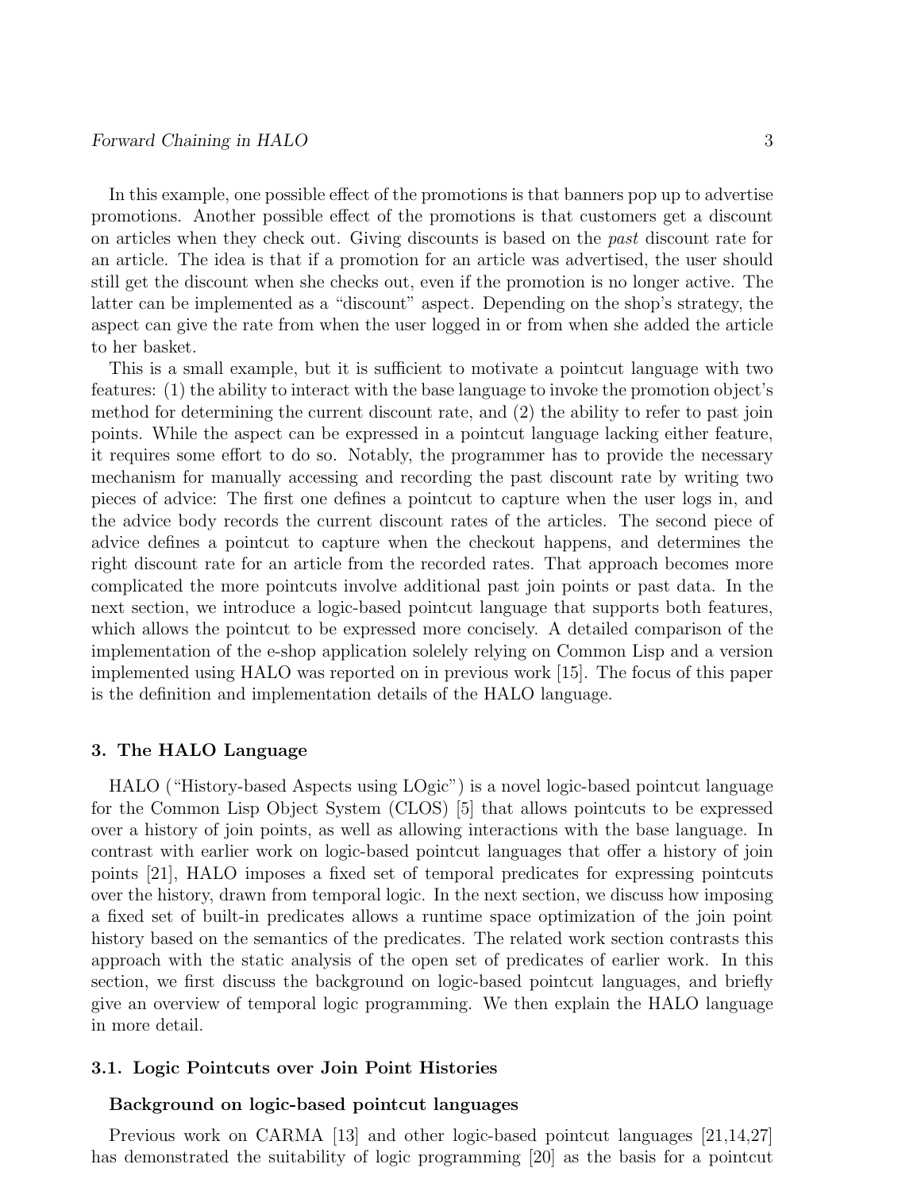In this example, one possible effect of the promotions is that banners pop up to advertise promotions. Another possible effect of the promotions is that customers get a discount on articles when they check out. Giving discounts is based on the *past* discount rate for an article. The idea is that if a promotion for an article was advertised, the user should still get the discount when she checks out, even if the promotion is no longer active. The latter can be implemented as a "discount" aspect. Depending on the shop's strategy, the aspect can give the rate from when the user logged in or from when she added the article to her basket.

This is a small example, but it is sufficient to motivate a pointcut language with two features: (1) the ability to interact with the base language to invoke the promotion object's method for determining the current discount rate, and (2) the ability to refer to past join points. While the aspect can be expressed in a pointcut language lacking either feature, it requires some effort to do so. Notably, the programmer has to provide the necessary mechanism for manually accessing and recording the past discount rate by writing two pieces of advice: The first one defines a pointcut to capture when the user logs in, and the advice body records the current discount rates of the articles. The second piece of advice defines a pointcut to capture when the checkout happens, and determines the right discount rate for an article from the recorded rates. That approach becomes more complicated the more pointcuts involve additional past join points or past data. In the next section, we introduce a logic-based pointcut language that supports both features, which allows the pointcut to be expressed more concisely. A detailed comparison of the implementation of the e-shop application solelely relying on Common Lisp and a version implemented using HALO was reported on in previous work [15]. The focus of this paper is the definition and implementation details of the HALO language.

## 3. The HALO Language

HALO ("History-based Aspects using LOgic") is a novel logic-based pointcut language for the Common Lisp Object System (CLOS) [5] that allows pointcuts to be expressed over a history of join points, as well as allowing interactions with the base language. In contrast with earlier work on logic-based pointcut languages that offer a history of join points [21], HALO imposes a fixed set of temporal predicates for expressing pointcuts over the history, drawn from temporal logic. In the next section, we discuss how imposing a fixed set of built-in predicates allows a runtime space optimization of the join point history based on the semantics of the predicates. The related work section contrasts this approach with the static analysis of the open set of predicates of earlier work. In this section, we first discuss the background on logic-based pointcut languages, and briefly give an overview of temporal logic programming. We then explain the HALO language in more detail.

### 3.1. Logic Pointcuts over Join Point Histories

#### Background on logic-based pointcut languages

Previous work on CARMA [13] and other logic-based pointcut languages [21,14,27] has demonstrated the suitability of logic programming [20] as the basis for a pointcut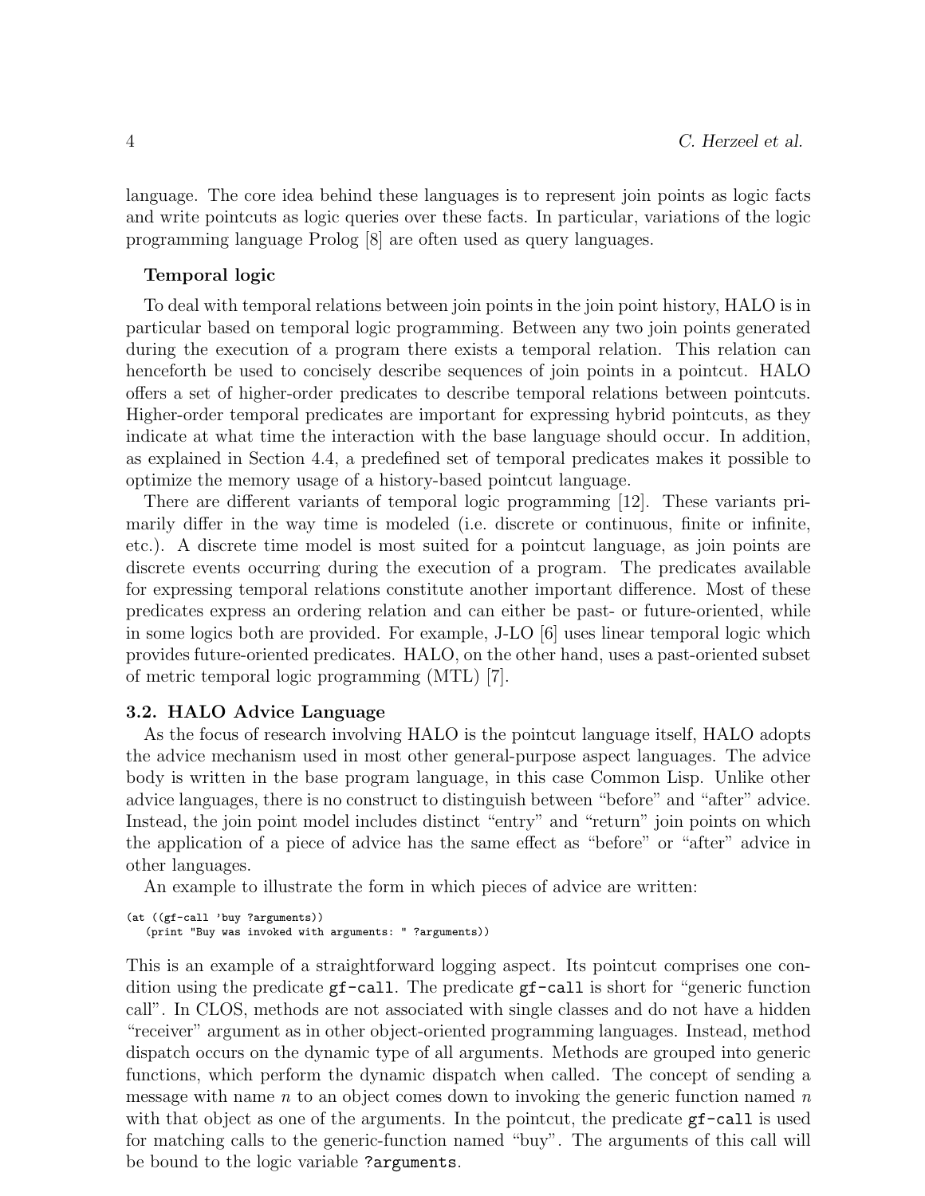language. The core idea behind these languages is to represent join points as logic facts and write pointcuts as logic queries over these facts. In particular, variations of the logic programming language Prolog [8] are often used as query languages.

**Temporal logic**

To deal with temporal relations between join points in the join point history, HALO is in particular based on temporal logic programming. Between any two join points generated during the execution of a program there exists a temporal relation. This relation can henceforth be used to concisely describe sequences of join points in a pointcut. HALO offers a set of higher-order predicates to describe temporal relations between pointcuts. Higher-order temporal predicates are important for expressing hybrid pointcuts, as they indicate at what time the interaction with the base language should occur. In addition, as explained in Section 4.4, a predefined set of temporal predicates makes it possible to optimize the memory usage of a history-based pointcut language.

There are different variants of temporal logic programming [12]. These variants primarily differ in the way time is modeled (i.e. discrete or continuous, finite or infinite, etc.). A discrete time model is most suited for a pointcut language, as join points are discrete events occurring during the execution of a program. The predicates available for expressing temporal relations constitute another important difference. Most of these predicates express an ordering relation and can either be past- or future-oriented, while in some logics both are provided. For example, J-LO [6] uses linear temporal logic which provides future-oriented predicates. HALO, on the other hand, uses a past-oriented subset of metric temporal logic programming (MTL) [7].

### 3.2. HALO Advice Language

As the focus of research involving HALO is the pointcut language itself, HALO adopts the advice mechanism used in most other general-purpose aspect languages. The advice body is written in the base program language, in this case Common Lisp. Unlike other advice languages, there is no construct to distinguish between "before" and "after" advice. Instead, the join point model includes distinct "entry" and "return" join points on which the application of a piece of advice has the same effect as "before" or "after" advice in other languages.

An example to illustrate the form in which pieces of advice are written:

```
(at ((gf-call 'buy ?arguments))
   (print "Buy was invoked with arguments: " ?arguments))
```

This is an example of a straightforward logging aspect. Its pointcut comprises one condition using the predicate `gf-call`. The predicate `gf-call` is short for "generic function call". In CLOS, methods are not associated with single classes and do not have a hidden "receiver" argument as in other object-oriented programming languages. Instead, method dispatch occurs on the dynamic type of all arguments. Methods are grouped into generic functions, which perform the dynamic dispatch when called. The concept of sending a message with name $n$ to an object comes down to invoking the generic function named $n$ with that object as one of the arguments. In the pointcut, the predicate `gf-call` is used for matching calls to the generic-function named "buy". The arguments of this call will be bound to the logic variable `?arguments`.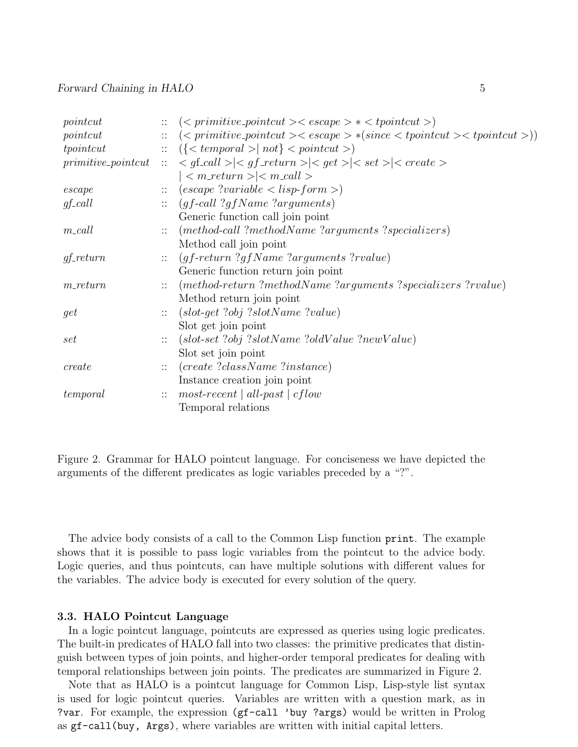| | | |
|---|---|---|
| *pointcut* | :: | (< *primitive_pointcut* >< *escape* > ∗ < *tpointcut* >) |
| *pointcut* | :: | (< *primitive_pointcut* >< *escape* > ∗(*since* < *tpointcut* >< *tpointcut* >)) |
| *tpointcut* | :: | ({< *temporal* >\| *not*} < *pointcut* >) |
| *primitive_pointcut* | :: | < *gf_call* >\|< *gf_return* >\|< *get* >\|< *set* >\|< *create* > \|< *m_return* >\|< *m_call* > |
| *escape* | :: | (*escape* ?*variable* < *lisp-form* >) |
| *gf_call* | :: | (*gf-call* ?*gfName* ?*arguments*) Generic function call join point |
| *m_call* | :: | (*method-call* ?*methodName* ?*arguments* ?*specializers*) Method call join point |
| *gf_return* | :: | (*gf-return* ?*gfName* ?*arguments* ?*rvalue*) Generic function return join point |
| *m_return* | :: | (*method-return* ?*methodName* ?*arguments* ?*specializers* ?*rvalue*) Method return join point |
| *get* | :: | (*slot-get* ?*obj* ?*slotName* ?*value*) Slot get join point |
| *set* | :: | (*slot-set* ?*obj* ?*slotName* ?*oldValue* ?*newValue*) Slot set join point |
| *create* | :: | (*create* ?*className* ?*instance*) Instance creation join point |
| *temporal* | :: | *most-recent* \| *all-past* \| *cflow* Temporal relations |

Figure 2. Grammar for HALO pointcut language. For conciseness we have depicted the arguments of the different predicates as logic variables preceded by a "?".

The advice body consists of a call to the Common Lisp function `print`. The example shows that it is possible to pass logic variables from the pointcut to the advice body. Logic queries, and thus pointcuts, can have multiple solutions with different values for the variables. The advice body is executed for every solution of the query.

### 3.3. HALO Pointcut Language

In a logic pointcut language, pointcuts are expressed as queries using logic predicates. The built-in predicates of HALO fall into two classes: the primitive predicates that distinguish between types of join points, and higher-order temporal predicates for dealing with temporal relationships between join points. The predicates are summarized in Figure 2.

Note that as HALO is a pointcut language for Common Lisp, Lisp-style list syntax is used for logic pointcut queries. Variables are written with a question mark, as in `?var`. For example, the expression `(gf-call 'buy ?args)` would be written in Prolog as `gf-call(buy, Args)`, where variables are written with initial capital letters.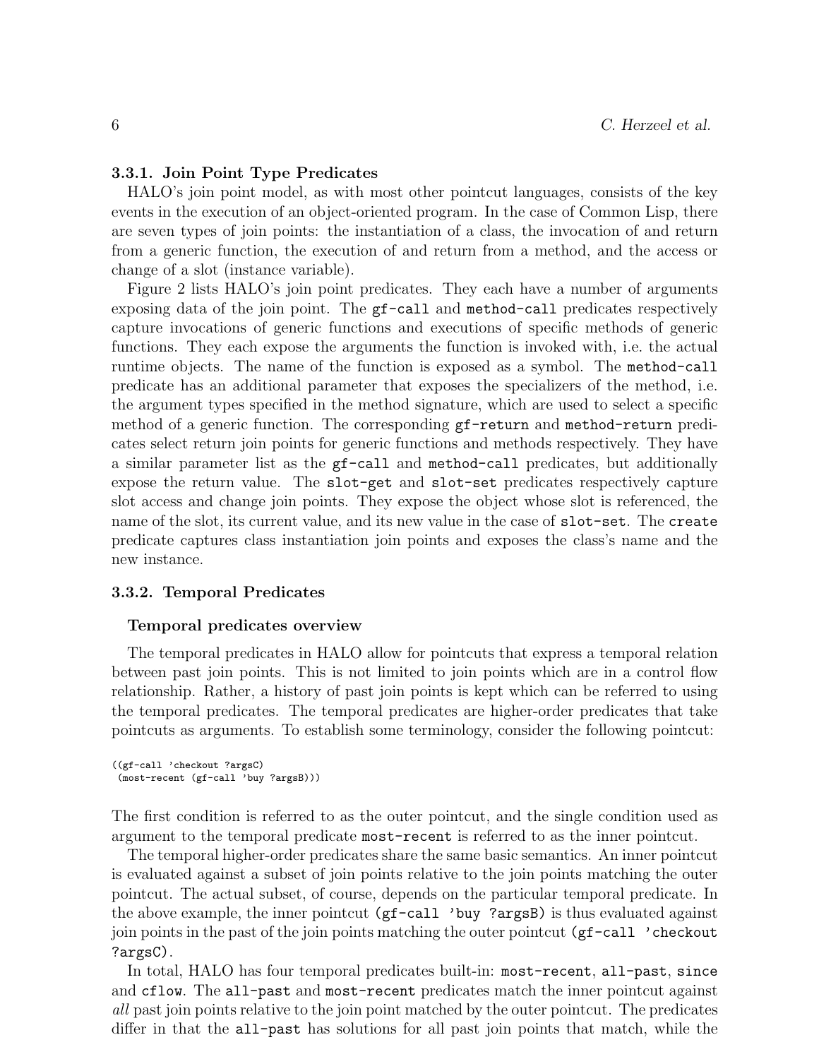#### 3.3.1. Join Point Type Predicates

HALO's join point model, as with most other pointcut languages, consists of the key events in the execution of an object-oriented program. In the case of Common Lisp, there are seven types of join points: the instantiation of a class, the invocation of and return from a generic function, the execution of and return from a method, and the access or change of a slot (instance variable).

Figure 2 lists HALO's join point predicates. They each have a number of arguments exposing data of the join point. The `gf-call` and `method-call` predicates respectively capture invocations of generic functions and executions of specific methods of generic functions. They each expose the arguments the function is invoked with, i.e. the actual runtime objects. The name of the function is exposed as a symbol. The `method-call` predicate has an additional parameter that exposes the specializers of the method, i.e. the argument types specified in the method signature, which are used to select a specific method of a generic function. The corresponding `gf-return` and `method-return` predicates select return join points for generic functions and methods respectively. They have a similar parameter list as the `gf-call` and `method-call` predicates, but additionally expose the return value. The `slot-get` and `slot-set` predicates respectively capture slot access and change join points. They expose the object whose slot is referenced, the name of the slot, its current value, and its new value in the case of `slot-set`. The `create` predicate captures class instantiation join points and exposes the class's name and the new instance.

#### 3.3.2. Temporal Predicates

**Temporal predicates overview**

The temporal predicates in HALO allow for pointcuts that express a temporal relation between past join points. This is not limited to join points which are in a control flow relationship. Rather, a history of past join points is kept which can be referred to using the temporal predicates. The temporal predicates are higher-order predicates that take pointcuts as arguments. To establish some terminology, consider the following pointcut:

```
((gf-call 'checkout ?argsC)
 (most-recent (gf-call 'buy ?argsB)))
```

The first condition is referred to as the outer pointcut, and the single condition used as argument to the temporal predicate `most-recent` is referred to as the inner pointcut.

The temporal higher-order predicates share the same basic semantics. An inner pointcut is evaluated against a subset of join points relative to the join points matching the outer pointcut. The actual subset, of course, depends on the particular temporal predicate. In the above example, the inner pointcut `(gf-call 'buy ?argsB)` is thus evaluated against join points in the past of the join points matching the outer pointcut `(gf-call 'checkout ?argsC)`.

In total, HALO has four temporal predicates built-in: `most-recent`, `all-past`, `since` and `cflow`. The `all-past` and `most-recent` predicates match the inner pointcut against *all* past join points relative to the join point matched by the outer pointcut. The predicates differ in that the `all-past` has solutions for all past join points that match, while the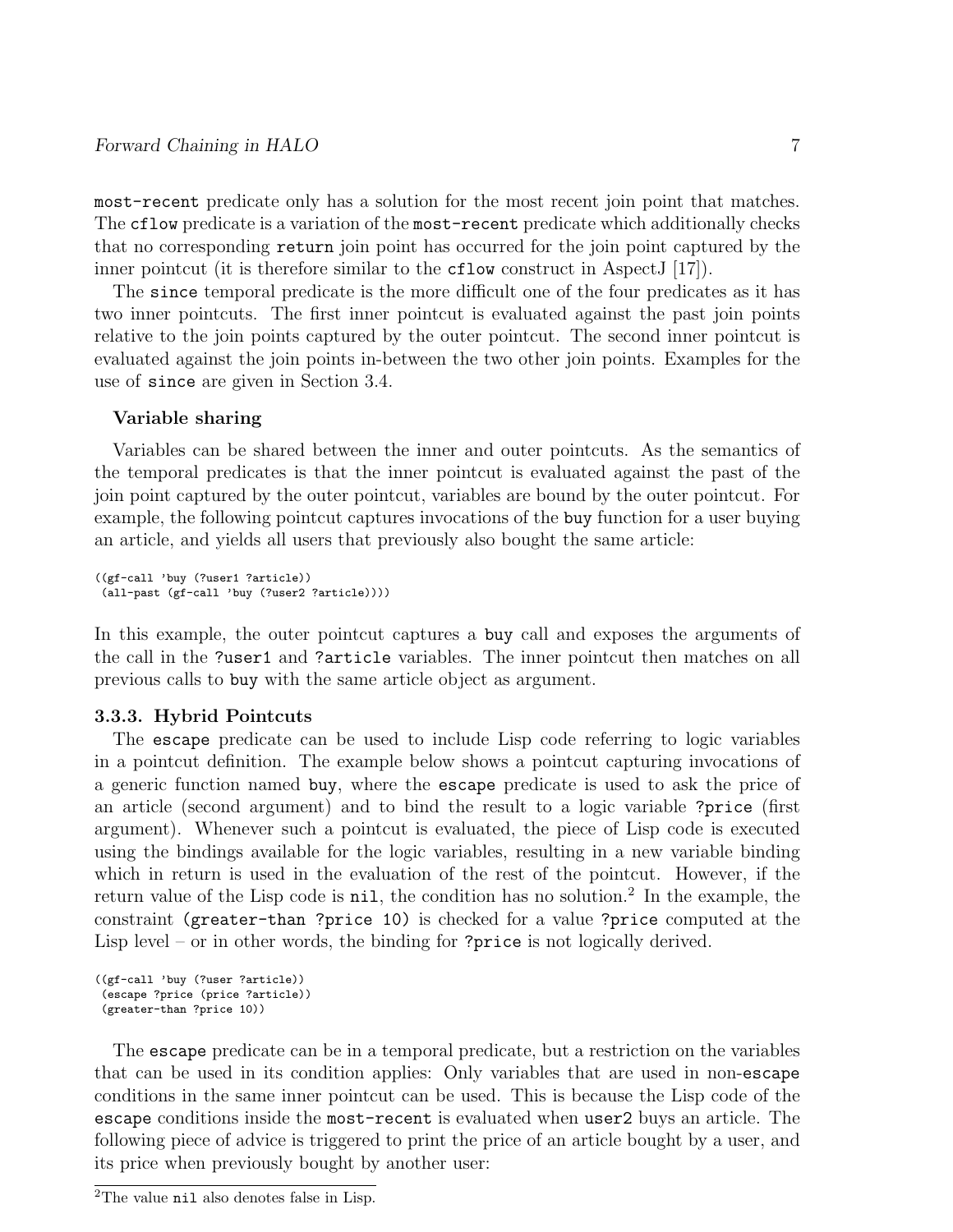`most-recent` predicate only has a solution for the most recent join point that matches. The `cflow` predicate is a variation of the `most-recent` predicate which additionally checks that no corresponding `return` join point has occurred for the join point captured by the inner pointcut (it is therefore similar to the `cflow` construct in AspectJ [17]).

The `since` temporal predicate is the more difficult one of the four predicates as it has two inner pointcuts. The first inner pointcut is evaluated against the past join points relative to the join points captured by the outer pointcut. The second inner pointcut is evaluated against the join points in-between the two other join points. Examples for the use of `since` are given in Section 3.4.

**Variable sharing**

Variables can be shared between the inner and outer pointcuts. As the semantics of the temporal predicates is that the inner pointcut is evaluated against the past of the join point captured by the outer pointcut, variables are bound by the outer pointcut. For example, the following pointcut captures invocations of the `buy` function for a user buying an article, and yields all users that previously also bought the same article:

```
((gf-call 'buy (?user1 ?article))
 (all-past (gf-call 'buy (?user2 ?article))))
```

In this example, the outer pointcut captures a `buy` call and exposes the arguments of the call in the `?user1` and `?article` variables. The inner pointcut then matches on all previous calls to `buy` with the same article object as argument.

### 3.3.3. Hybrid Pointcuts

The `escape` predicate can be used to include Lisp code referring to logic variables in a pointcut definition. The example below shows a pointcut capturing invocations of a generic function named `buy`, where the `escape` predicate is used to ask the price of an article (second argument) and to bind the result to a logic variable `?price` (first argument). Whenever such a pointcut is evaluated, the piece of Lisp code is executed using the bindings available for the logic variables, resulting in a new variable binding which in return is used in the evaluation of the rest of the pointcut. However, if the return value of the Lisp code is `nil`, the condition has no solution.[2] In the example, the constraint `(greater-than ?price 10)` is checked for a value `?price` computed at the Lisp level – or in other words, the binding for `?price` is not logically derived.

```
((gf-call 'buy (?user ?article))
 (escape ?price (price ?article))
 (greater-than ?price 10))
```

The `escape` predicate can be in a temporal predicate, but a restriction on the variables that can be used in its condition applies: Only variables that are used in non-`escape` conditions in the same inner pointcut can be used. This is because the Lisp code of the `escape` conditions inside the `most-recent` is evaluated when `user2` buys an article. The following piece of advice is triggered to print the price of an article bought by a user, and its price when previously bought by another user:

[2] The value `nil` also denotes false in Lisp.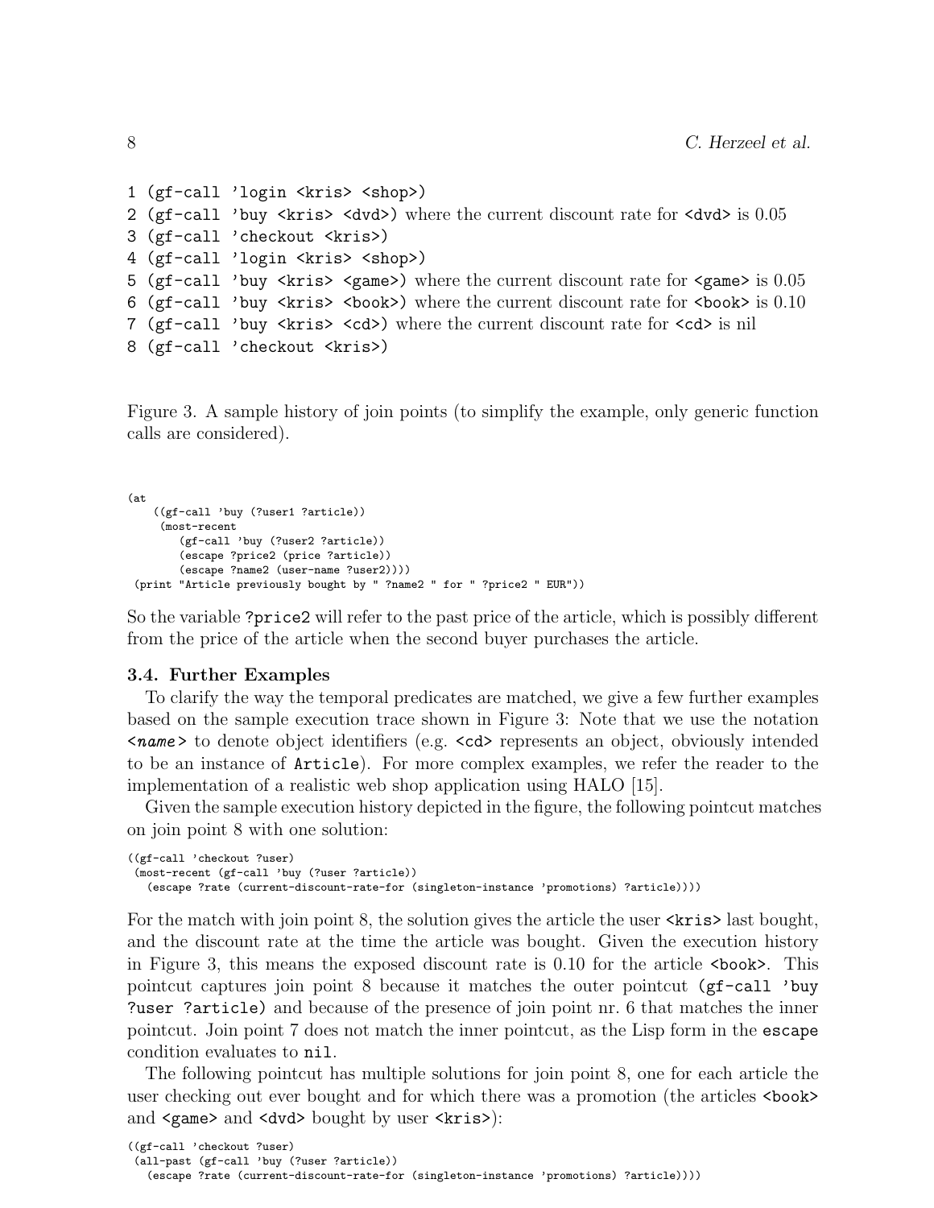```
1 (gf-call 'login <kris> <shop>)
2 (gf-call 'buy <kris> <dvd>) where the current discount rate for <dvd> is 0.05
3 (gf-call 'checkout <kris>)
4 (gf-call 'login <kris> <shop>)
5 (gf-call 'buy <kris> <game>) where the current discount rate for <game> is 0.05
6 (gf-call 'buy <kris> <book>) where the current discount rate for <book> is 0.10
7 (gf-call 'buy <kris> <cd>) where the current discount rate for <cd> is nil
8 (gf-call 'checkout <kris>)
```

Figure 3. A sample history of join points (to simplify the example, only generic function calls are considered).

```
(at
    ((gf-call 'buy (?user1 ?article))
     (most-recent
        (gf-call 'buy (?user2 ?article))
        (escape ?price2 (price ?article))
        (escape ?name2 (user-name ?user2))))
 (print "Article previously bought by " ?name2 " for " ?price2 " EUR"))
```

So the variable `?price2` will refer to the past price of the article, which is possibly different from the price of the article when the second buyer purchases the article.

### 3.4. Further Examples

To clarify the way the temporal predicates are matched, we give a few further examples based on the sample execution trace shown in Figure 3: Note that we use the notation `<name>` to denote object identifiers (e.g. `<cd>` represents an object, obviously intended to be an instance of `Article`). For more complex examples, we refer the reader to the implementation of a realistic web shop application using HALO [15].

Given the sample execution history depicted in the figure, the following pointcut matches on join point 8 with one solution:

```
((gf-call 'checkout ?user)
 (most-recent (gf-call 'buy (?user ?article))
   (escape ?rate (current-discount-rate-for (singleton-instance 'promotions) ?article))))
```

For the match with join point 8, the solution gives the article the user `<kris>` last bought, and the discount rate at the time the article was bought. Given the execution history in Figure 3, this means the exposed discount rate is 0.10 for the article `<book>`. This pointcut captures join point 8 because it matches the outer pointcut `(gf-call 'buy ?user ?article)` and because of the presence of join point nr. 6 that matches the inner pointcut. Join point 7 does not match the inner pointcut, as the Lisp form in the `escape` condition evaluates to `nil`.

The following pointcut has multiple solutions for join point 8, one for each article the user checking out ever bought and for which there was a promotion (the articles `<book>` and `<game>` and `<dvd>` bought by user `<kris>`):

```
((gf-call 'checkout ?user)
 (all-past (gf-call 'buy (?user ?article))
   (escape ?rate (current-discount-rate-for (singleton-instance 'promotions) ?article))))
```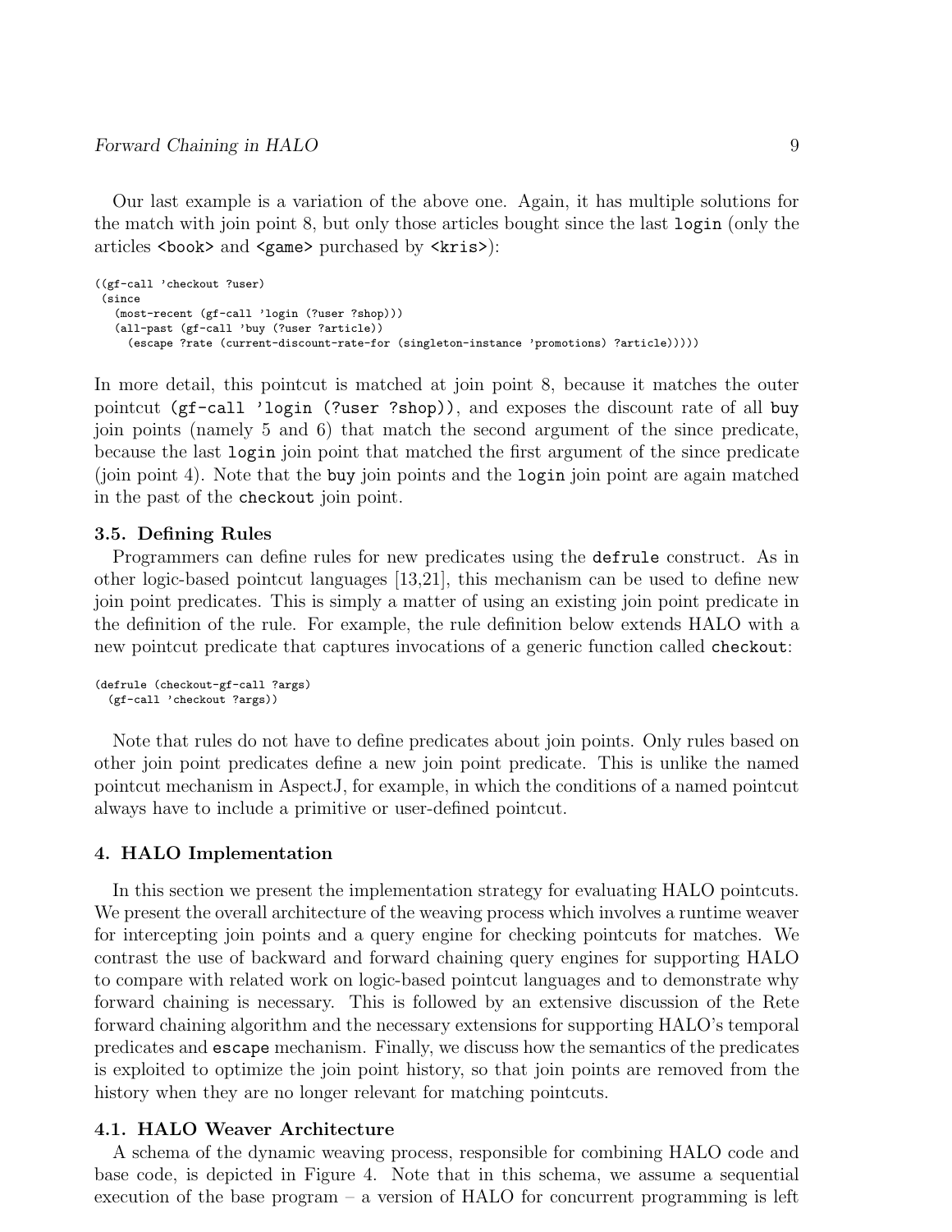Our last example is a variation of the above one. Again, it has multiple solutions for the match with join point 8, but only those articles bought since the last `login` (only the articles `<book>` and `<game>` purchased by `<kris>`):

```
((gf-call 'checkout ?user)
 (since
   (most-recent (gf-call 'login (?user ?shop)))
   (all-past (gf-call 'buy (?user ?article))
     (escape ?rate (current-discount-rate-for (singleton-instance 'promotions) ?article)))))
```

In more detail, this pointcut is matched at join point 8, because it matches the outer pointcut `(gf-call 'login (?user ?shop))`, and exposes the discount rate of all `buy` join points (namely 5 and 6) that match the second argument of the since predicate, because the last `login` join point that matched the first argument of the since predicate (join point 4). Note that the `buy` join points and the `login` join point are again matched in the past of the `checkout` join point.

### 3.5. Defining Rules

Programmers can define rules for new predicates using the `defrule` construct. As in other logic-based pointcut languages [13,21], this mechanism can be used to define new join point predicates. This is simply a matter of using an existing join point predicate in the definition of the rule. For example, the rule definition below extends HALO with a new pointcut predicate that captures invocations of a generic function called `checkout`:

```
(defrule (checkout-gf-call ?args)
  (gf-call 'checkout ?args))
```

Note that rules do not have to define predicates about join points. Only rules based on other join point predicates define a new join point predicate. This is unlike the named pointcut mechanism in AspectJ, for example, in which the conditions of a named pointcut always have to include a primitive or user-defined pointcut.

## 4. HALO Implementation

In this section we present the implementation strategy for evaluating HALO pointcuts. We present the overall architecture of the weaving process which involves a runtime weaver for intercepting join points and a query engine for checking pointcuts for matches. We contrast the use of backward and forward chaining query engines for supporting HALO to compare with related work on logic-based pointcut languages and to demonstrate why forward chaining is necessary. This is followed by an extensive discussion of the Rete forward chaining algorithm and the necessary extensions for supporting HALO's temporal predicates and `escape` mechanism. Finally, we discuss how the semantics of the predicates is exploited to optimize the join point history, so that join points are removed from the history when they are no longer relevant for matching pointcuts.

### 4.1. HALO Weaver Architecture

A schema of the dynamic weaving process, responsible for combining HALO code and base code, is depicted in Figure 4. Note that in this schema, we assume a sequential execution of the base program – a version of HALO for concurrent programming is left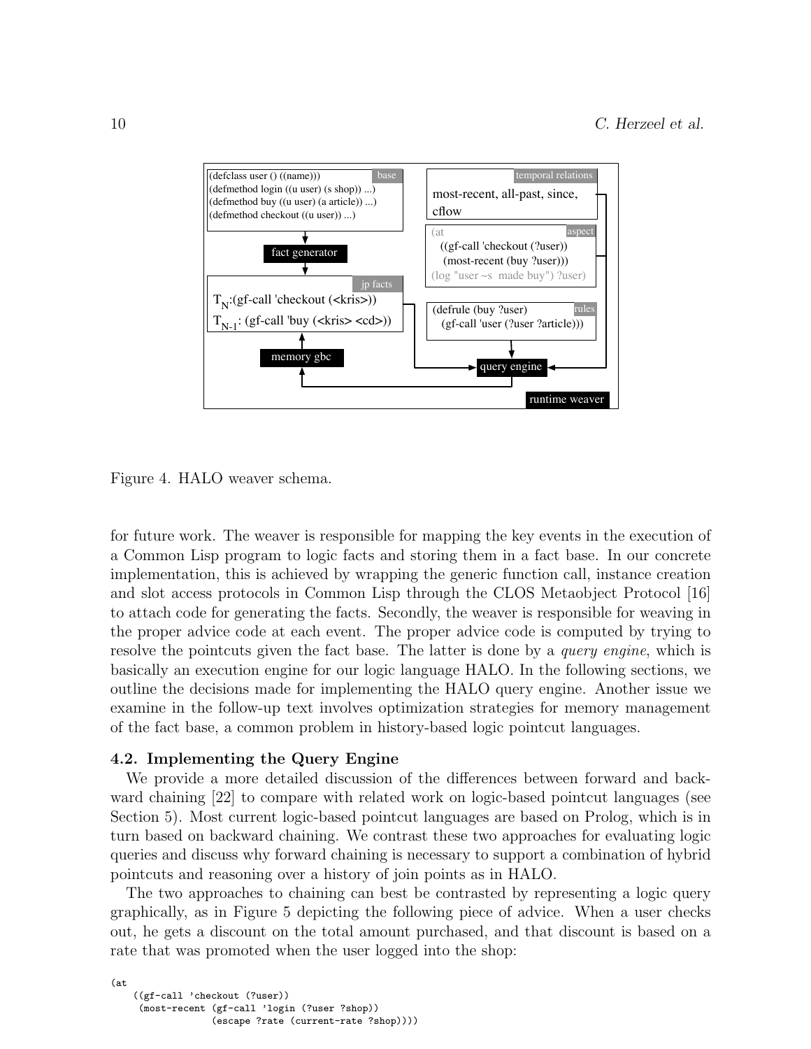| (defclass user () ((name))) (defmethod login ((u user) (s shop)) ...) (defmethod buy ((u user) (a article)) ...) (defmethod checkout ((u user)) ...) [base] |
|---|
| fact generator |
| $T_N$:(gf-call 'checkout (<kris>)) $T_{N-1}$: (gf-call 'buy (<kris> <cd>)) [jp facts] |
| memory gbc |
| most-recent, all-past, since, cflow [temporal relations] |
| (at ((gf-call 'checkout (?user)) (most-recent (buy ?user))) (log "user ~s made buy") ?user) [aspect] |
| (defrule (buy ?user) (gf-call 'user (?user ?article))) [rules] |
| query engine |
| runtime weaver |

Figure 4. HALO weaver schema.

for future work. The weaver is responsible for mapping the key events in the execution of a Common Lisp program to logic facts and storing them in a fact base. In our concrete implementation, this is achieved by wrapping the generic function call, instance creation and slot access protocols in Common Lisp through the CLOS Metaobject Protocol [16] to attach code for generating the facts. Secondly, the weaver is responsible for weaving in the proper advice code at each event. The proper advice code is computed by trying to resolve the pointcuts given the fact base. The latter is done by a *query engine*, which is basically an execution engine for our logic language HALO. In the following sections, we outline the decisions made for implementing the HALO query engine. Another issue we examine in the follow-up text involves optimization strategies for memory management of the fact base, a common problem in history-based logic pointcut languages.

### 4.2. Implementing the Query Engine

We provide a more detailed discussion of the differences between forward and backward chaining [22] to compare with related work on logic-based pointcut languages (see Section 5). Most current logic-based pointcut languages are based on Prolog, which is in turn based on backward chaining. We contrast these two approaches for evaluating logic queries and discuss why forward chaining is necessary to support a combination of hybrid pointcuts and reasoning over a history of join points as in HALO.

The two approaches to chaining can best be contrasted by representing a logic query graphically, as in Figure 5 depicting the following piece of advice. When a user checks out, he gets a discount on the total amount purchased, and that discount is based on a rate that was promoted when the user logged into the shop:

```
(at
    ((gf-call 'checkout (?user))
     (most-recent (gf-call 'login (?user ?shop))
                  (escape ?rate (current-rate ?shop))))
```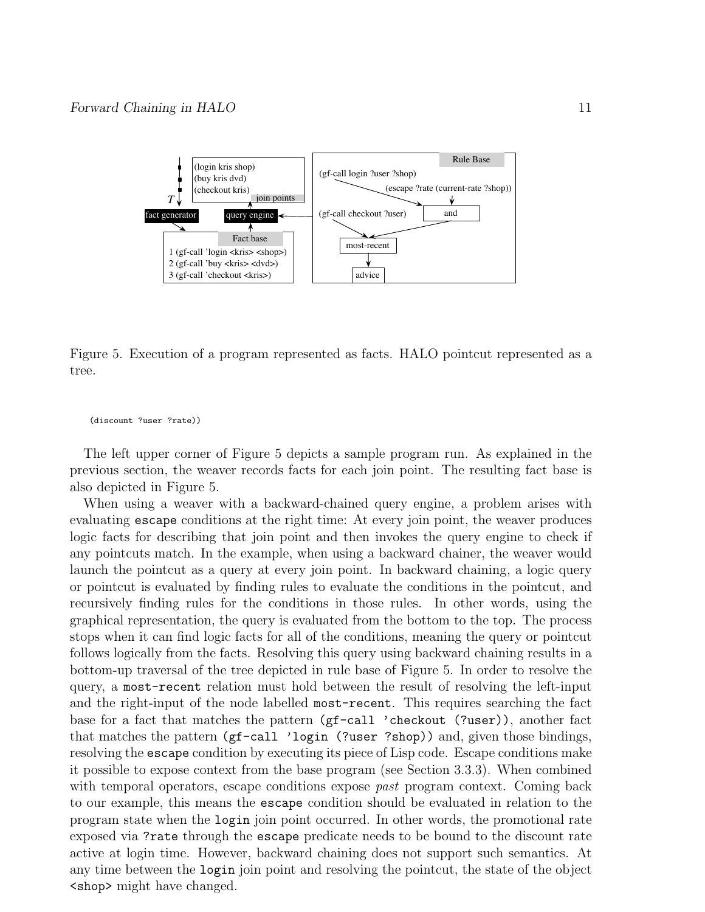Figure 5. Execution of a program represented as facts. HALO pointcut represented as a tree.

```
    (discount ?user ?rate))
```

The left upper corner of Figure 5 depicts a sample program run. As explained in the previous section, the weaver records facts for each join point. The resulting fact base is also depicted in Figure 5.

When using a weaver with a backward-chained query engine, a problem arises with evaluating `escape` conditions at the right time: At every join point, the weaver produces logic facts for describing that join point and then invokes the query engine to check if any pointcuts match. In the example, when using a backward chainer, the weaver would launch the pointcut as a query at every join point. In backward chaining, a logic query or pointcut is evaluated by finding rules to evaluate the conditions in the pointcut, and recursively finding rules for the conditions in those rules. In other words, using the graphical representation, the query is evaluated from the bottom to the top. The process stops when it can find logic facts for all of the conditions, meaning the query or pointcut follows logically from the facts. Resolving this query using backward chaining results in a bottom-up traversal of the tree depicted in rule base of Figure 5. In order to resolve the query, a `most-recent` relation must hold between the result of resolving the left-input and the right-input of the node labelled `most-recent`. This requires searching the fact base for a fact that matches the pattern `(gf-call 'checkout (?user))`, another fact that matches the pattern `(gf-call 'login (?user ?shop))` and, given those bindings, resolving the `escape` condition by executing its piece of Lisp code. Escape conditions make it possible to expose context from the base program (see Section 3.3.3). When combined with temporal operators, escape conditions expose *past* program context. Coming back to our example, this means the `escape` condition should be evaluated in relation to the program state when the `login` join point occurred. In other words, the promotional rate exposed via `?rate` through the `escape` predicate needs to be bound to the discount rate active at login time. However, backward chaining does not support such semantics. At any time between the `login` join point and resolving the pointcut, the state of the object `<shop>` might have changed.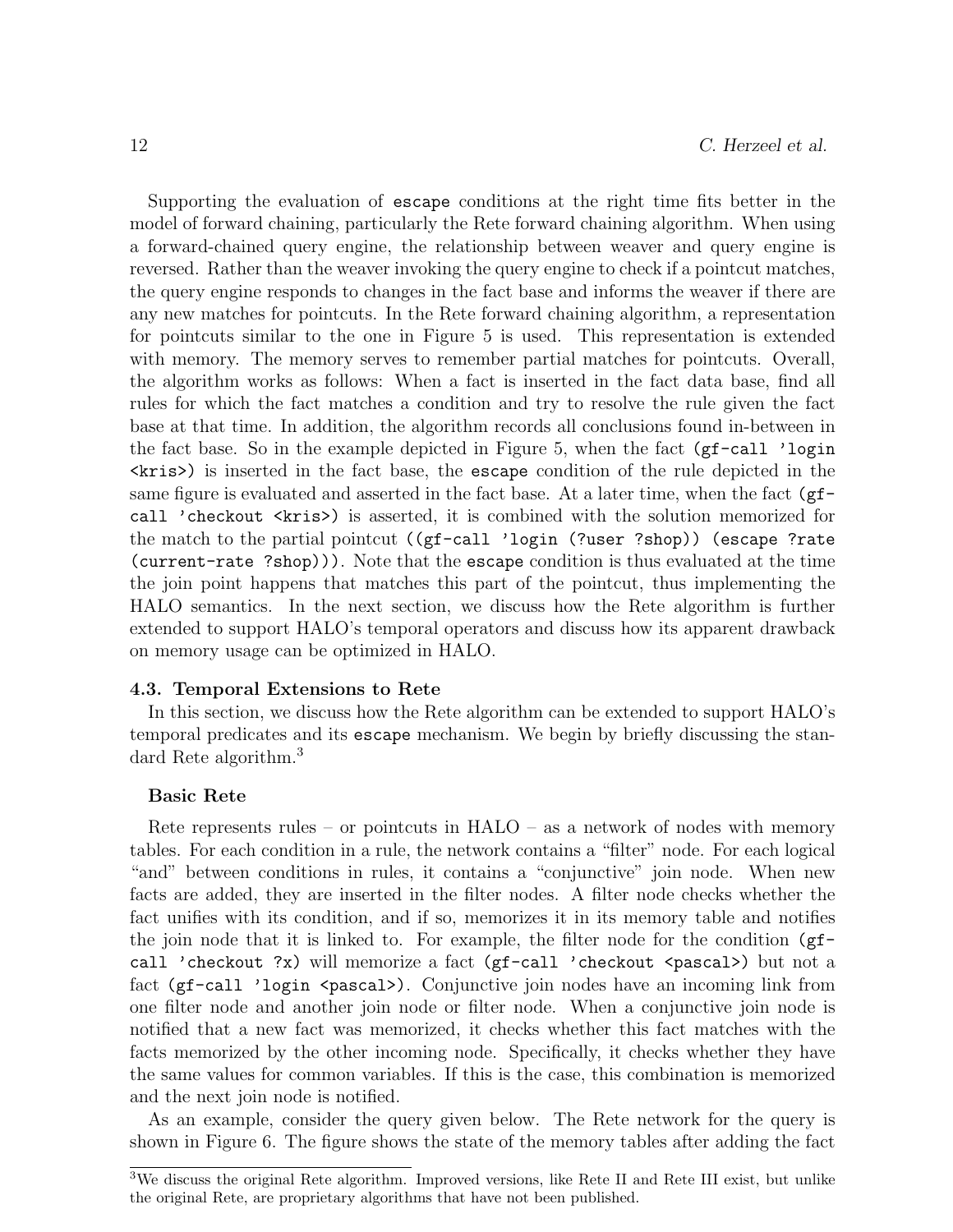Supporting the evaluation of `escape` conditions at the right time fits better in the model of forward chaining, particularly the Rete forward chaining algorithm. When using a forward-chained query engine, the relationship between weaver and query engine is reversed. Rather than the weaver invoking the query engine to check if a pointcut matches, the query engine responds to changes in the fact base and informs the weaver if there are any new matches for pointcuts. In the Rete forward chaining algorithm, a representation for pointcuts similar to the one in Figure 5 is used. This representation is extended with memory. The memory serves to remember partial matches for pointcuts. Overall, the algorithm works as follows: When a fact is inserted in the fact data base, find all rules for which the fact matches a condition and try to resolve the rule given the fact base at that time. In addition, the algorithm records all conclusions found in-between in the fact base. So in the example depicted in Figure 5, when the fact `(gf-call 'login <kris>)` is inserted in the fact base, the `escape` condition of the rule depicted in the same figure is evaluated and asserted in the fact base. At a later time, when the fact `(gf-call 'checkout <kris>)` is asserted, it is combined with the solution memorized for the match to the partial pointcut `((gf-call 'login (?user ?shop)) (escape ?rate (current-rate ?shop)))`. Note that the `escape` condition is thus evaluated at the time the join point happens that matches this part of the pointcut, thus implementing the HALO semantics. In the next section, we discuss how the Rete algorithm is further extended to support HALO's temporal operators and discuss how its apparent drawback on memory usage can be optimized in HALO.

### 4.3. Temporal Extensions to Rete

In this section, we discuss how the Rete algorithm can be extended to support HALO's temporal predicates and its `escape` mechanism. We begin by briefly discussing the standard Rete algorithm.[3]

#### Basic Rete

Rete represents rules – or pointcuts in HALO – as a network of nodes with memory tables. For each condition in a rule, the network contains a "filter" node. For each logical "and" between conditions in rules, it contains a "conjunctive" join node. When new facts are added, they are inserted in the filter nodes. A filter node checks whether the fact unifies with its condition, and if so, memorizes it in its memory table and notifies the join node that it is linked to. For example, the filter node for the condition `(gf-call 'checkout ?x)` will memorize a fact `(gf-call 'checkout <pascal>)` but not a fact `(gf-call 'login <pascal>)`. Conjunctive join nodes have an incoming link from one filter node and another join node or filter node. When a conjunctive join node is notified that a new fact was memorized, it checks whether this fact matches with the facts memorized by the other incoming node. Specifically, it checks whether they have the same values for common variables. If this is the case, this combination is memorized and the next join node is notified.

As an example, consider the query given below. The Rete network for the query is shown in Figure 6. The figure shows the state of the memory tables after adding the fact

[3] We discuss the original Rete algorithm. Improved versions, like Rete II and Rete III exist, but unlike the original Rete, are proprietary algorithms that have not been published.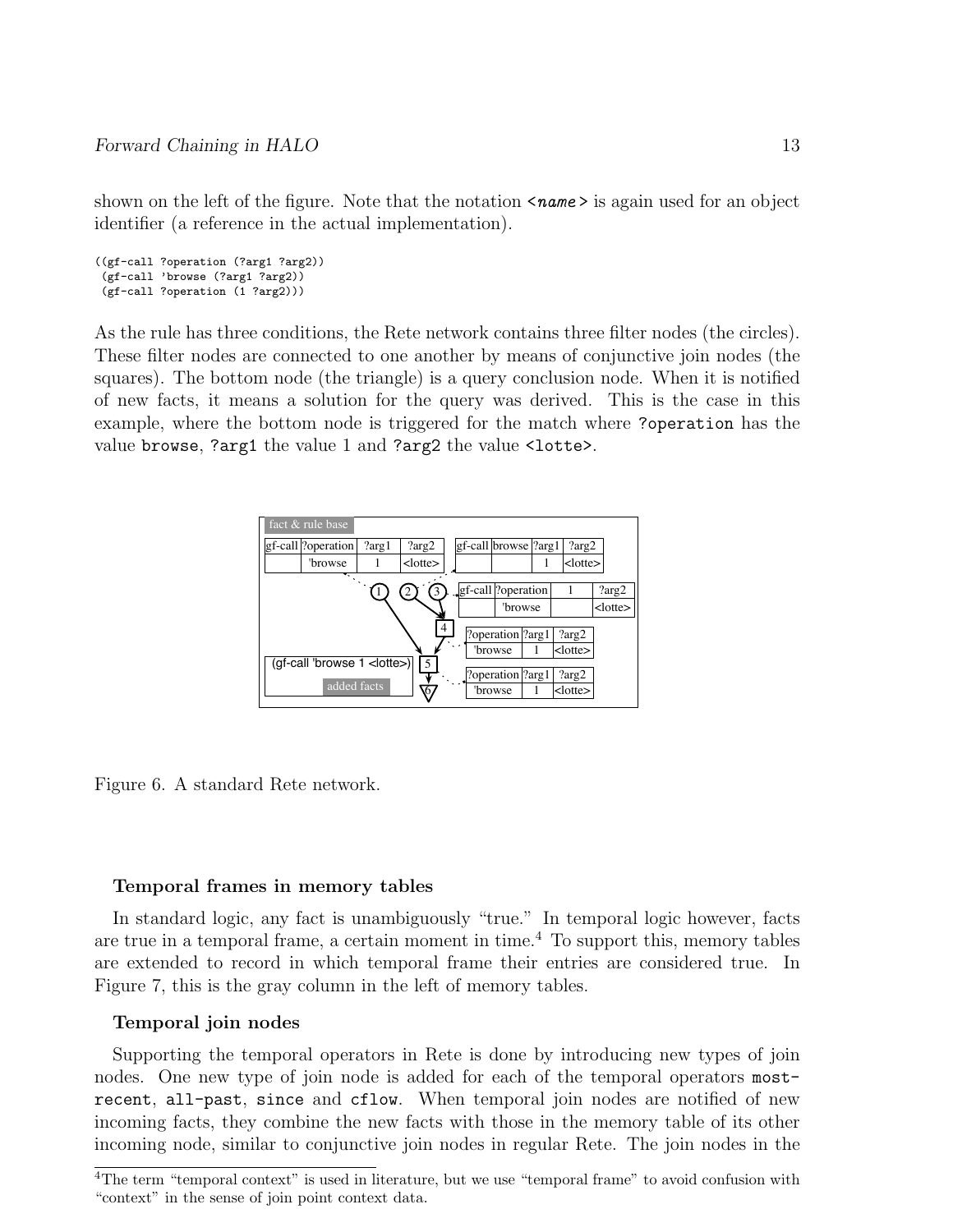shown on the left of the figure. Note that the notation *<name>* is again used for an object identifier (a reference in the actual implementation).

```
((gf-call ?operation (?arg1 ?arg2))
 (gf-call 'browse (?arg1 ?arg2))
 (gf-call ?operation (1 ?arg2)))
```

As the rule has three conditions, the Rete network contains three filter nodes (the circles). These filter nodes are connected to one another by means of conjunctive join nodes (the squares). The bottom node (the triangle) is a query conclusion node. When it is notified of new facts, it means a solution for the query was derived. This is the case in this example, where the bottom node is triggered for the match where `?operation` has the value `browse`, `?arg1` the value 1 and `?arg2` the value `<lotte>`.

Figure 6. A standard Rete network.

### Temporal frames in memory tables

In standard logic, any fact is unambiguously "true." In temporal logic however, facts are true in a temporal frame, a certain moment in time.[4] To support this, memory tables are extended to record in which temporal frame their entries are considered true. In Figure 7, this is the gray column in the left of memory tables.

### Temporal join nodes

Supporting the temporal operators in Rete is done by introducing new types of join nodes. One new type of join node is added for each of the temporal operators `most-recent`, `all-past`, `since` and `cflow`. When temporal join nodes are notified of new incoming facts, they combine the new facts with those in the memory table of its other incoming node, similar to conjunctive join nodes in regular Rete. The join nodes in the

[4] The term "temporal context" is used in literature, but we use "temporal frame" to avoid confusion with "context" in the sense of join point context data.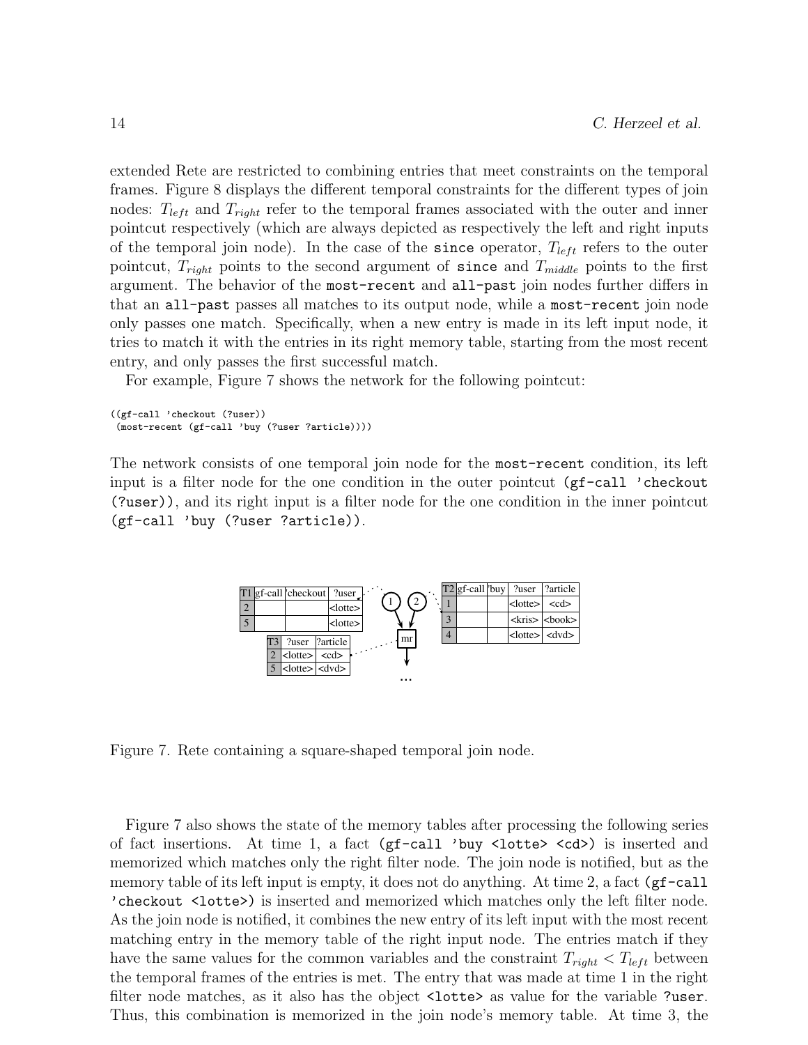extended Rete are restricted to combining entries that meet constraints on the temporal frames. Figure 8 displays the different temporal constraints for the different types of join nodes: $T_{left}$ and $T_{right}$ refer to the temporal frames associated with the outer and inner pointcut respectively (which are always depicted as respectively the left and right inputs of the temporal join node). In the case of the `since` operator, $T_{left}$ refers to the outer pointcut, $T_{right}$ points to the second argument of `since` and $T_{middle}$ points to the first argument. The behavior of the `most-recent` and `all-past` join nodes further differs in that an `all-past` passes all matches to its output node, while a `most-recent` join node only passes one match. Specifically, when a new entry is made in its left input node, it tries to match it with the entries in its right memory table, starting from the most recent entry, and only passes the first successful match.

For example, Figure 7 shows the network for the following pointcut:

```
((gf-call 'checkout (?user))
 (most-recent (gf-call 'buy (?user ?article))))
```

The network consists of one temporal join node for the `most-recent` condition, its left input is a filter node for the one condition in the outer pointcut `(gf-call 'checkout (?user))`, and its right input is a filter node for the one condition in the inner pointcut `(gf-call 'buy (?user ?article))`.

| T1 | gf-call | 'checkout | ?user |
|---|---|---|---|
| 2 | | | <lotte> |
| 5 | | | <lotte> |

| T2 | gf-call | 'buy | ?user | ?article |
|---|---|---|---|---|
| 1 | | | <lotte> | <cd> |
| 3 | | | <kris> | <book> |
| 4 | | | <lotte> | <dvd> |

| T3 | ?user | ?article |
|---|---|---|
| 2 | <lotte> | <cd> |
| 5 | <lotte> | <dvd> |

Figure 7. Rete containing a square-shaped temporal join node.

Figure 7 also shows the state of the memory tables after processing the following series of fact insertions. At time 1, a fact `(gf-call 'buy <lotte> <cd>)` is inserted and memorized which matches only the right filter node. The join node is notified, but as the memory table of its left input is empty, it does not do anything. At time 2, a fact `(gf-call 'checkout <lotte>)` is inserted and memorized which matches only the left filter node. As the join node is notified, it combines the new entry of its left input with the most recent matching entry in the memory table of the right input node. The entries match if they have the same values for the common variables and the constraint $T_{right} < T_{left}$ between the temporal frames of the entries is met. The entry that was made at time 1 in the right filter node matches, as it also has the object `<lotte>` as value for the variable `?user`. Thus, this combination is memorized in the join node's memory table. At time 3, the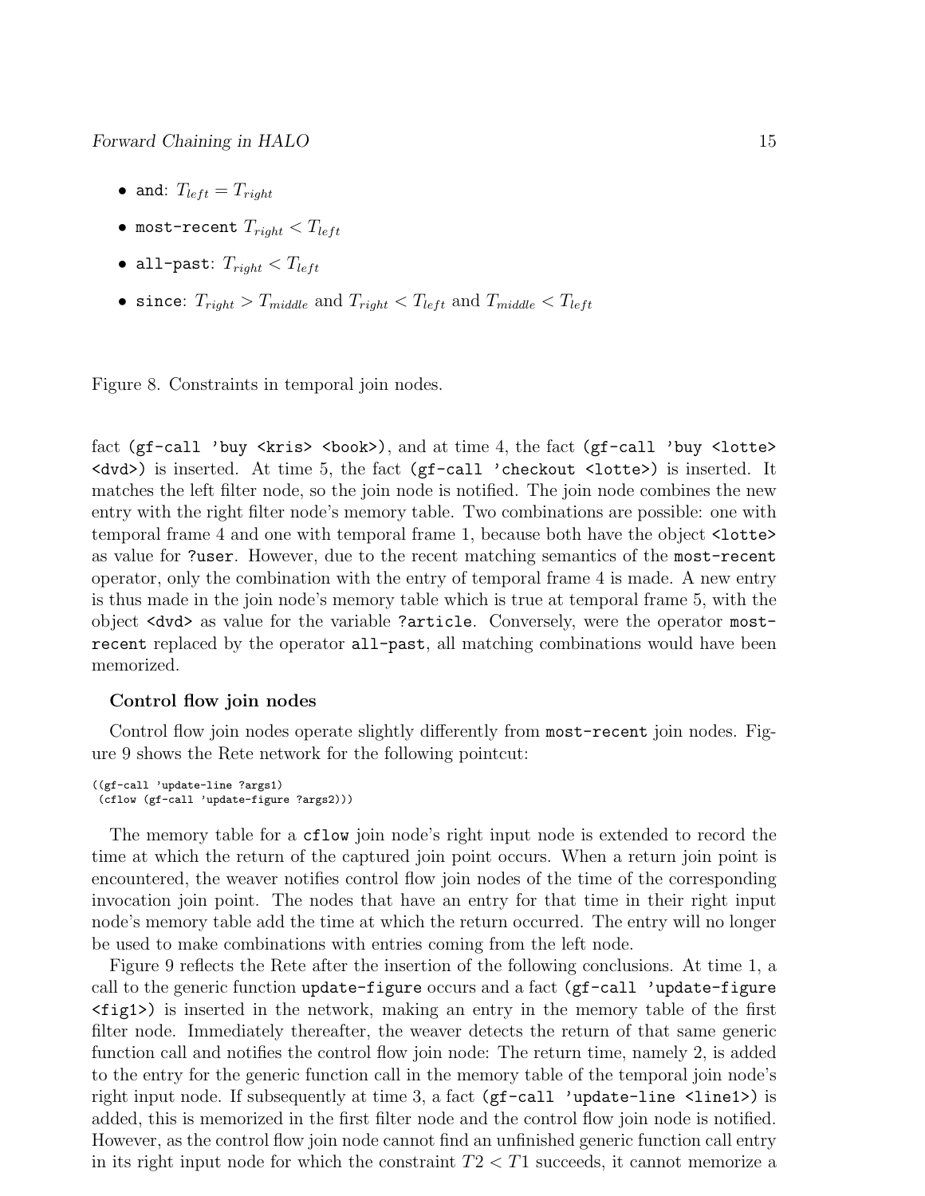- `and`: $T_{left} = T_{right}$
- `most-recent` $T_{right} < T_{left}$
- `all-past`: $T_{right} < T_{left}$
- `since`: $T_{right} > T_{middle}$ and $T_{right} < T_{left}$ and $T_{middle} < T_{left}$

Figure 8. Constraints in temporal join nodes.

fact `(gf-call 'buy <kris> <book>)`, and at time 4, the fact `(gf-call 'buy <lotte> <dvd>)` is inserted. At time 5, the fact `(gf-call 'checkout <lotte>)` is inserted. It matches the left filter node, so the join node is notified. The join node combines the new entry with the right filter node's memory table. Two combinations are possible: one with temporal frame 4 and one with temporal frame 1, because both have the object `<lotte>` as value for `?user`. However, due to the recent matching semantics of the `most-recent` operator, only the combination with the entry of temporal frame 4 is made. A new entry is thus made in the join node's memory table which is true at temporal frame 5, with the object `<dvd>` as value for the variable `?article`. Conversely, were the operator `most-recent` replaced by the operator `all-past`, all matching combinations would have been memorized.

### Control flow join nodes

Control flow join nodes operate slightly differently from `most-recent` join nodes. Figure 9 shows the Rete network for the following pointcut:

```
((gf-call 'update-line ?args1)
 (cflow (gf-call 'update-figure ?args2)))
```

The memory table for a `cflow` join node's right input node is extended to record the time at which the return of the captured join point occurs. When a return join point is encountered, the weaver notifies control flow join nodes of the time of the corresponding invocation join point. The nodes that have an entry for that time in their right input node's memory table add the time at which the return occurred. The entry will no longer be used to make combinations with entries coming from the left node.

Figure 9 reflects the Rete after the insertion of the following conclusions. At time 1, a call to the generic function `update-figure` occurs and a fact `(gf-call 'update-figure <fig1>)` is inserted in the network, making an entry in the memory table of the first filter node. Immediately thereafter, the weaver detects the return of that same generic function call and notifies the control flow join node: The return time, namely 2, is added to the entry for the generic function call in the memory table of the temporal join node's right input node. If subsequently at time 3, a fact `(gf-call 'update-line <line1>)` is added, this is memorized in the first filter node and the control flow join node is notified. However, as the control flow join node cannot find an unfinished generic function call entry in its right input node for which the constraint $T2 < T1$ succeeds, it cannot memorize a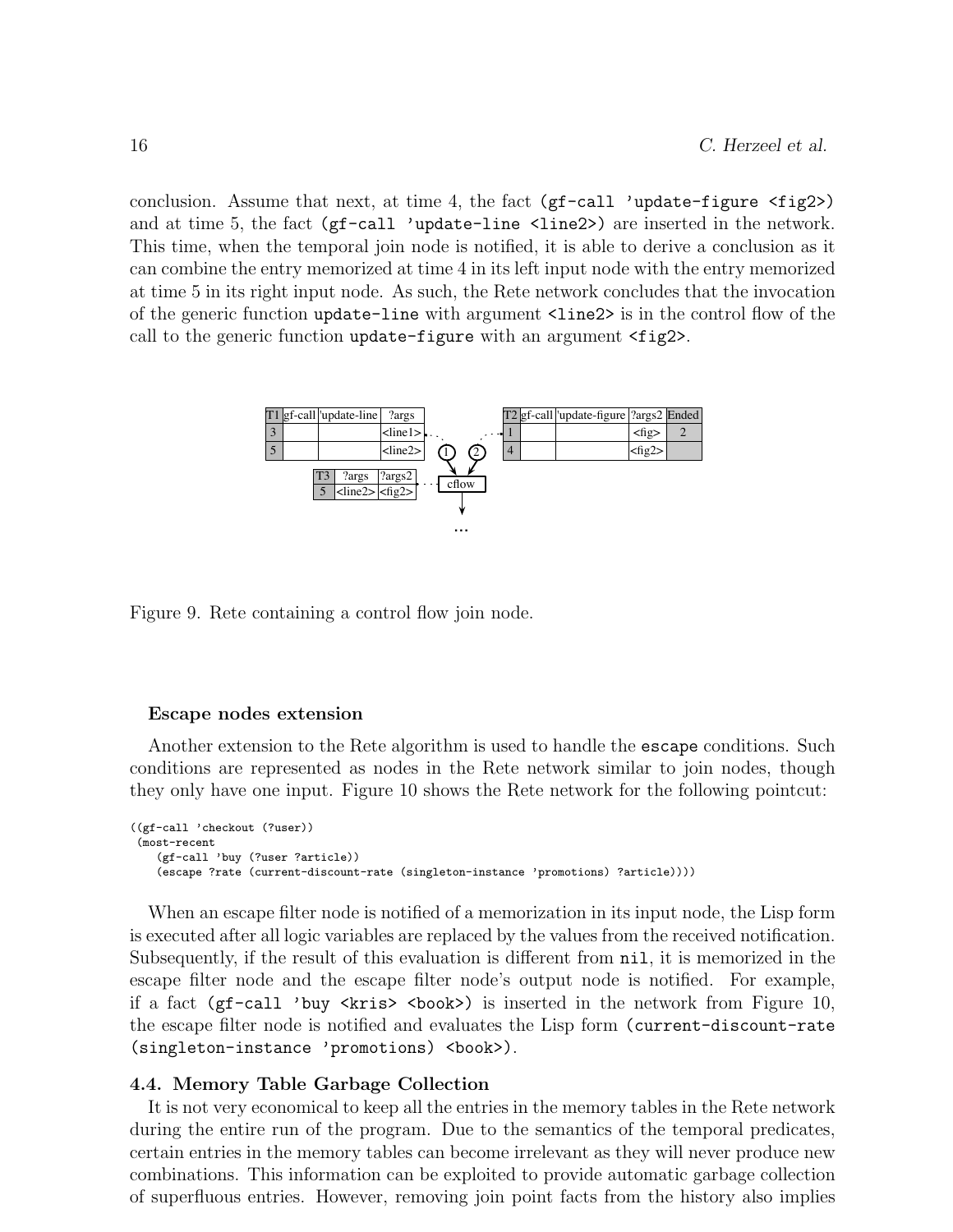conclusion. Assume that next, at time 4, the fact `(gf-call 'update-figure <fig2>)` and at time 5, the fact `(gf-call 'update-line <line2>)` are inserted in the network. This time, when the temporal join node is notified, it is able to derive a conclusion as it can combine the entry memorized at time 4 in its left input node with the entry memorized at time 5 in its right input node. As such, the Rete network concludes that the invocation of the generic function `update-line` with argument `<line2>` is in the control flow of the call to the generic function `update-figure` with an argument `<fig2>`.

| T1 | gf-call | 'update-line | ?args |
|---|---|---|---|
| 3 | | | <line1> |
| 5 | | | <line2> |

| T2 | gf-call | 'update-figure | ?args2 | Ended |
|---|---|---|---|---|
| 1 | | | <fig> | 2 |
| 4 | | | <fig2> | |

| T3 | ?args | ?args2 |
|---|---|---|
| 5 | <line2> | <fig2> |

Figure 9. Rete containing a control flow join node.

**Escape nodes extension**

Another extension to the Rete algorithm is used to handle the `escape` conditions. Such conditions are represented as nodes in the Rete network similar to join nodes, though they only have one input. Figure 10 shows the Rete network for the following pointcut:

```
((gf-call 'checkout (?user))
 (most-recent
    (gf-call 'buy (?user ?article))
    (escape ?rate (current-discount-rate (singleton-instance 'promotions) ?article))))
```

When an escape filter node is notified of a memorization in its input node, the Lisp form is executed after all logic variables are replaced by the values from the received notification. Subsequently, if the result of this evaluation is different from `nil`, it is memorized in the escape filter node and the escape filter node's output node is notified. For example, if a fact `(gf-call 'buy <kris> <book>)` is inserted in the network from Figure 10, the escape filter node is notified and evaluates the Lisp form `(current-discount-rate (singleton-instance 'promotions) <book>)`.

### 4.4. Memory Table Garbage Collection

It is not very economical to keep all the entries in the memory tables in the Rete network during the entire run of the program. Due to the semantics of the temporal predicates, certain entries in the memory tables can become irrelevant as they will never produce new combinations. This information can be exploited to provide automatic garbage collection of superfluous entries. However, removing join point facts from the history also implies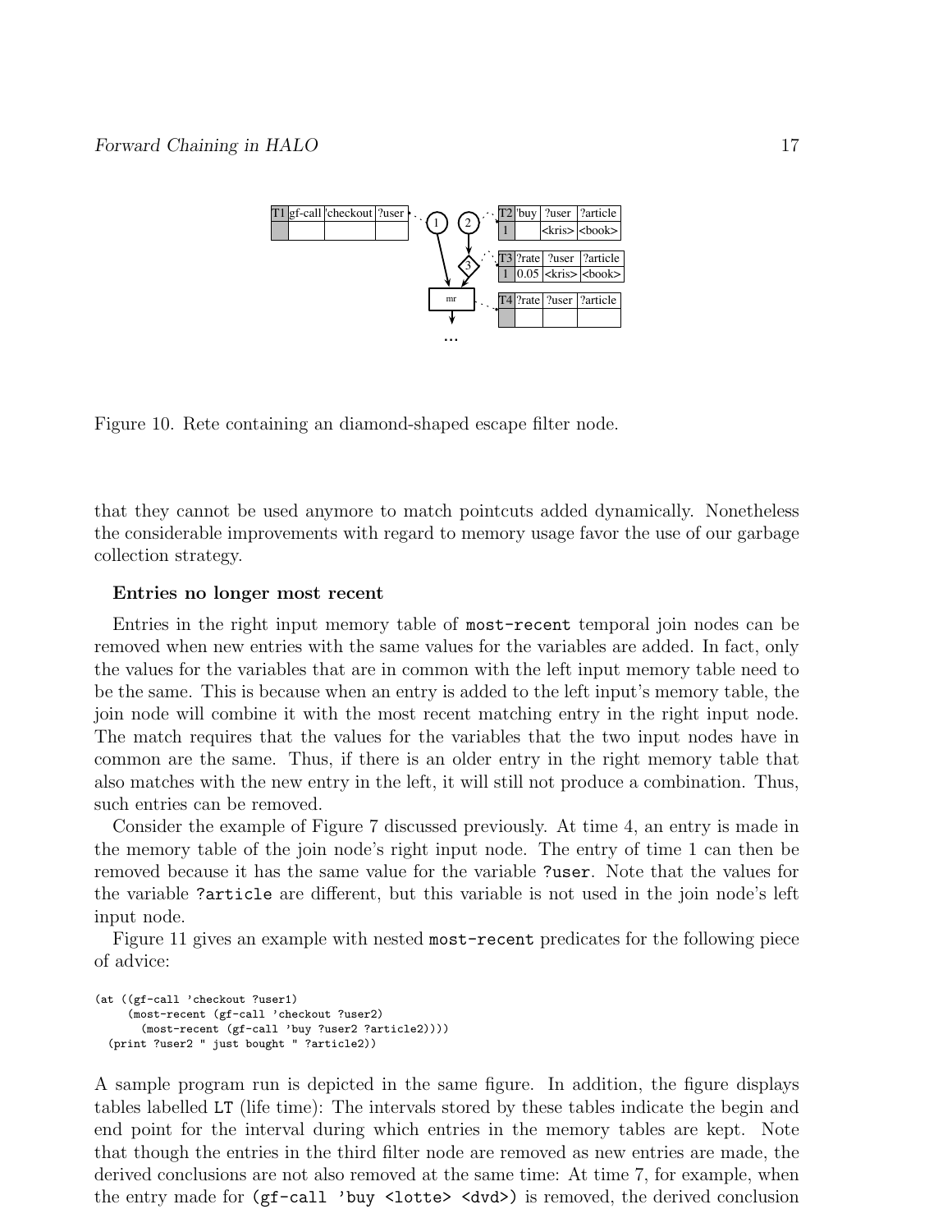Figure 10. Rete containing an diamond-shaped escape filter node.

that they cannot be used anymore to match pointcuts added dynamically. Nonetheless the considerable improvements with regard to memory usage favor the use of our garbage collection strategy.

**Entries no longer most recent**

Entries in the right input memory table of `most-recent` temporal join nodes can be removed when new entries with the same values for the variables are added. In fact, only the values for the variables that are in common with the left input memory table need to be the same. This is because when an entry is added to the left input's memory table, the join node will combine it with the most recent matching entry in the right input node. The match requires that the values for the variables that the two input nodes have in common are the same. Thus, if there is an older entry in the right memory table that also matches with the new entry in the left, it will still not produce a combination. Thus, such entries can be removed.

Consider the example of Figure 7 discussed previously. At time 4, an entry is made in the memory table of the join node's right input node. The entry of time 1 can then be removed because it has the same value for the variable `?user`. Note that the values for the variable `?article` are different, but this variable is not used in the join node's left input node.

Figure 11 gives an example with nested `most-recent` predicates for the following piece of advice:

```
(at ((gf-call 'checkout ?user1)
     (most-recent (gf-call 'checkout ?user2)
       (most-recent (gf-call 'buy ?user2 ?article2))))
  (print ?user2 " just bought " ?article2))
```

A sample program run is depicted in the same figure. In addition, the figure displays tables labelled `LT` (life time): The intervals stored by these tables indicate the begin and end point for the interval during which entries in the memory tables are kept. Note that though the entries in the third filter node are removed as new entries are made, the derived conclusions are not also removed at the same time: At time 7, for example, when the entry made for `(gf-call 'buy <lotte> <dvd>)` is removed, the derived conclusion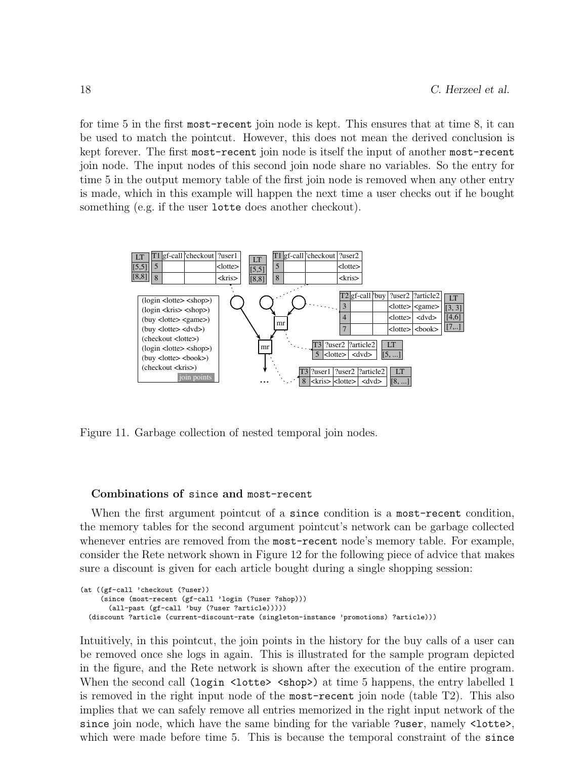for time 5 in the first `most-recent` join node is kept. This ensures that at time 8, it can be used to match the pointcut. However, this does not mean the derived conclusion is kept forever. The first `most-recent` join node is itself the input of another `most-recent` join node. The input nodes of this second join node share no variables. So the entry for time 5 in the output memory table of the first join node is removed when any other entry is made, which in this example will happen the next time a user checks out if he bought something (e.g. if the user `lotte` does another checkout).

Figure 11. Garbage collection of nested temporal join nodes.

**Combinations of `since` and `most-recent`**

When the first argument pointcut of a `since` condition is a `most-recent` condition, the memory tables for the second argument pointcut's network can be garbage collected whenever entries are removed from the `most-recent` node's memory table. For example, consider the Rete network shown in Figure 12 for the following piece of advice that makes sure a discount is given for each article bought during a single shopping session:

```
(at ((gf-call 'checkout (?user))
     (since (most-recent (gf-call 'login (?user ?shop)))
       (all-past (gf-call 'buy (?user ?article)))))
  (discount ?article (current-discount-rate (singleton-instance 'promotions) ?article)))
```

Intuitively, in this pointcut, the join points in the history for the buy calls of a user can be removed once she logs in again. This is illustrated for the sample program depicted in the figure, and the Rete network is shown after the execution of the entire program. When the second call `(login <lotte> <shop>)` at time 5 happens, the entry labelled 1 is removed in the right input node of the `most-recent` join node (table T2). This also implies that we can safely remove all entries memorized in the right input network of the `since` join node, which have the same binding for the variable `?user`, namely `<lotte>`, which were made before time 5. This is because the temporal constraint of the `since`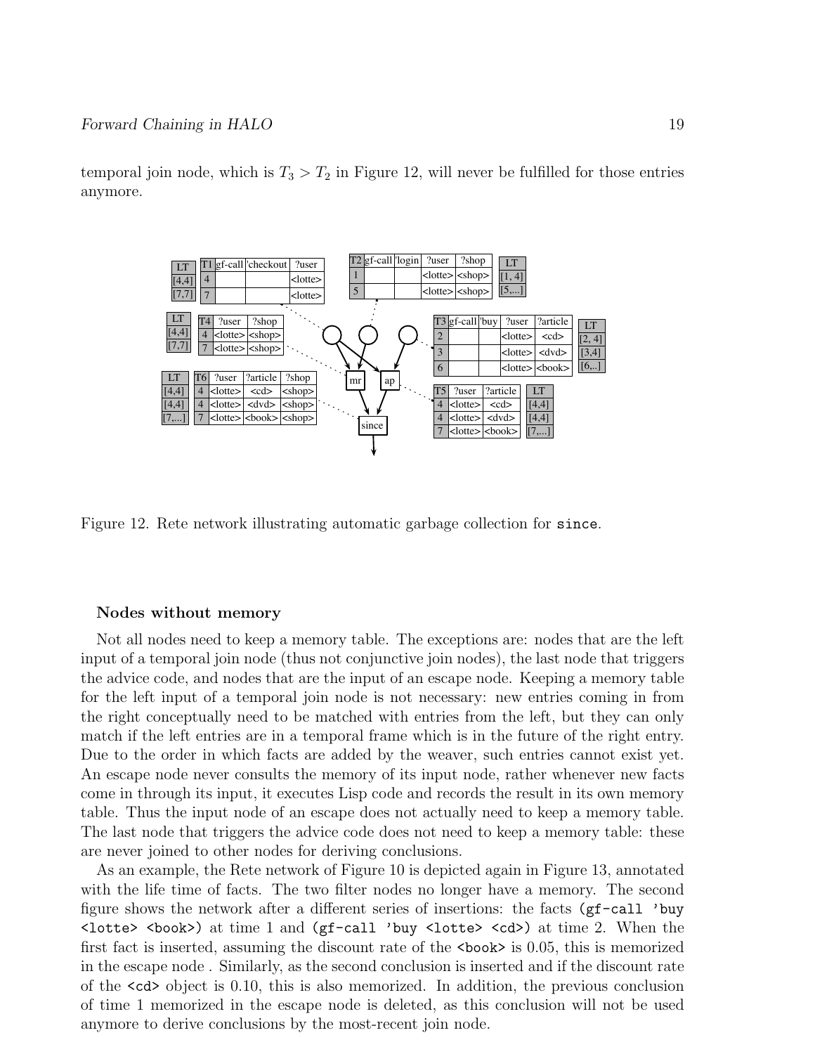temporal join node, which is $T_3 > T_2$ in Figure 12, will never be fulfilled for those entries anymore.

Figure 12. Rete network illustrating automatic garbage collection for `since`.

### Nodes without memory

Not all nodes need to keep a memory table. The exceptions are: nodes that are the left input of a temporal join node (thus not conjunctive join nodes), the last node that triggers the advice code, and nodes that are the input of an escape node. Keeping a memory table for the left input of a temporal join node is not necessary: new entries coming in from the right conceptually need to be matched with entries from the left, but they can only match if the left entries are in a temporal frame which is in the future of the right entry. Due to the order in which facts are added by the weaver, such entries cannot exist yet. An escape node never consults the memory of its input node, rather whenever new facts come in through its input, it executes Lisp code and records the result in its own memory table. Thus the input node of an escape does not actually need to keep a memory table. The last node that triggers the advice code does not need to keep a memory table: these are never joined to other nodes for deriving conclusions.

As an example, the Rete network of Figure 10 is depicted again in Figure 13, annotated with the life time of facts. The two filter nodes no longer have a memory. The second figure shows the network after a different series of insertions: the facts `(gf-call 'buy <lotte> <book>)` at time 1 and `(gf-call 'buy <lotte> <cd>)` at time 2. When the first fact is inserted, assuming the discount rate of the `<book>` is 0.05, this is memorized in the escape node . Similarly, as the second conclusion is inserted and if the discount rate of the `<cd>` object is 0.10, this is also memorized. In addition, the previous conclusion of time 1 memorized in the escape node is deleted, as this conclusion will not be used anymore to derive conclusions by the most-recent join node.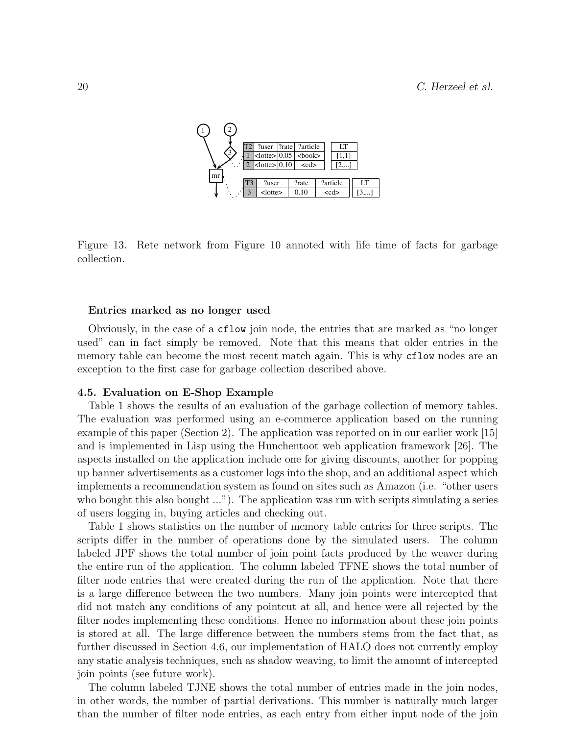| T2 | ?user | ?rate | ?article | LT |
|---|---|---|---|---|
| 1 | <lotte> | 0.05 | <book> | [1,1] |
| 2 | <lotte> | 0.10 | <cd> | [2,...] |

| T3 | ?user | ?rate | ?article | LT |
|---|---|---|---|---|
| 3 | <lotte> | 0.10 | <cd> | [3,...] |

Figure 13. Rete network from Figure 10 annoted with life time of facts for garbage collection.

**Entries marked as no longer used**

Obviously, in the case of a `cflow` join node, the entries that are marked as "no longer used" can in fact simply be removed. Note that this means that older entries in the memory table can become the most recent match again. This is why `cflow` nodes are an exception to the first case for garbage collection described above.

### 4.5. Evaluation on E-Shop Example

Table 1 shows the results of an evaluation of the garbage collection of memory tables. The evaluation was performed using an e-commerce application based on the running example of this paper (Section 2). The application was reported on in our earlier work [15] and is implemented in Lisp using the Hunchentoot web application framework [26]. The aspects installed on the application include one for giving discounts, another for popping up banner advertisements as a customer logs into the shop, and an additional aspect which implements a recommendation system as found on sites such as Amazon (i.e. "other users who bought this also bought ..."). The application was run with scripts simulating a series of users logging in, buying articles and checking out.

Table 1 shows statistics on the number of memory table entries for three scripts. The scripts differ in the number of operations done by the simulated users. The column labeled JPF shows the total number of join point facts produced by the weaver during the entire run of the application. The column labeled TFNE shows the total number of filter node entries that were created during the run of the application. Note that there is a large difference between the two numbers. Many join points were intercepted that did not match any conditions of any pointcut at all, and hence were all rejected by the filter nodes implementing these conditions. Hence no information about these join points is stored at all. The large difference between the numbers stems from the fact that, as further discussed in Section 4.6, our implementation of HALO does not currently employ any static analysis techniques, such as shadow weaving, to limit the amount of intercepted join points (see future work).

The column labeled TJNE shows the total number of entries made in the join nodes, in other words, the number of partial derivations. This number is naturally much larger than the number of filter node entries, as each entry from either input node of the join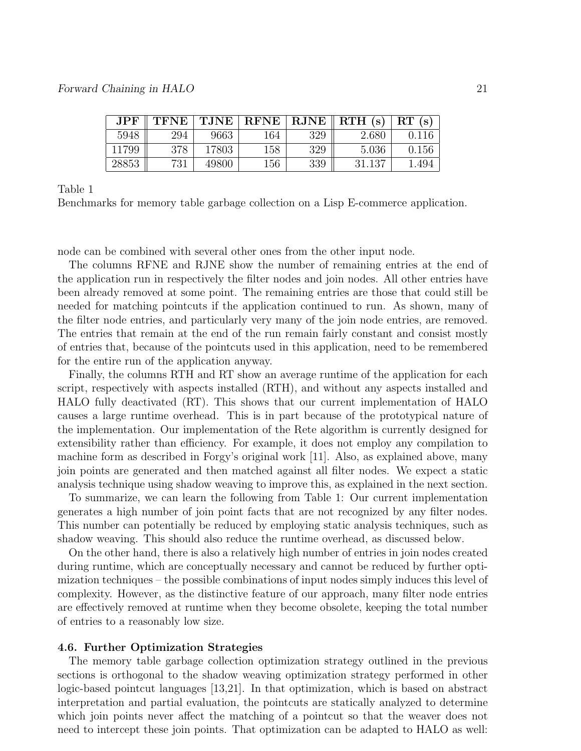| JPF | TFNE | TJNE | RFNE | RJNE | RTH (s) | RT (s) |
|---|---|---|---|---|---|---|
| 5948 | 294 | 9663 | 164 | 329 | 2.680 | 0.116 |
| 11799 | 378 | 17803 | 158 | 329 | 5.036 | 0.156 |
| 28853 | 731 | 49800 | 156 | 339 | 31.137 | 1.494 |

Table 1
Benchmarks for memory table garbage collection on a Lisp E-commerce application.

node can be combined with several other ones from the other input node.

The columns RFNE and RJNE show the number of remaining entries at the end of the application run in respectively the filter nodes and join nodes. All other entries have been already removed at some point. The remaining entries are those that could still be needed for matching pointcuts if the application continued to run. As shown, many of the filter node entries, and particularly very many of the join node entries, are removed. The entries that remain at the end of the run remain fairly constant and consist mostly of entries that, because of the pointcuts used in this application, need to be remembered for the entire run of the application anyway.

Finally, the columns RTH and RT show an average runtime of the application for each script, respectively with aspects installed (RTH), and without any aspects installed and HALO fully deactivated (RT). This shows that our current implementation of HALO causes a large runtime overhead. This is in part because of the prototypical nature of the implementation. Our implementation of the Rete algorithm is currently designed for extensibility rather than efficiency. For example, it does not employ any compilation to machine form as described in Forgy's original work [11]. Also, as explained above, many join points are generated and then matched against all filter nodes. We expect a static analysis technique using shadow weaving to improve this, as explained in the next section.

To summarize, we can learn the following from Table 1: Our current implementation generates a high number of join point facts that are not recognized by any filter nodes. This number can potentially be reduced by employing static analysis techniques, such as shadow weaving. This should also reduce the runtime overhead, as discussed below.

On the other hand, there is also a relatively high number of entries in join nodes created during runtime, which are conceptually necessary and cannot be reduced by further optimization techniques – the possible combinations of input nodes simply induces this level of complexity. However, as the distinctive feature of our approach, many filter node entries are effectively removed at runtime when they become obsolete, keeping the total number of entries to a reasonably low size.

### 4.6. Further Optimization Strategies

The memory table garbage collection optimization strategy outlined in the previous sections is orthogonal to the shadow weaving optimization strategy performed in other logic-based pointcut languages [13,21]. In that optimization, which is based on abstract interpretation and partial evaluation, the pointcuts are statically analyzed to determine which join points never affect the matching of a pointcut so that the weaver does not need to intercept these join points. That optimization can be adapted to HALO as well: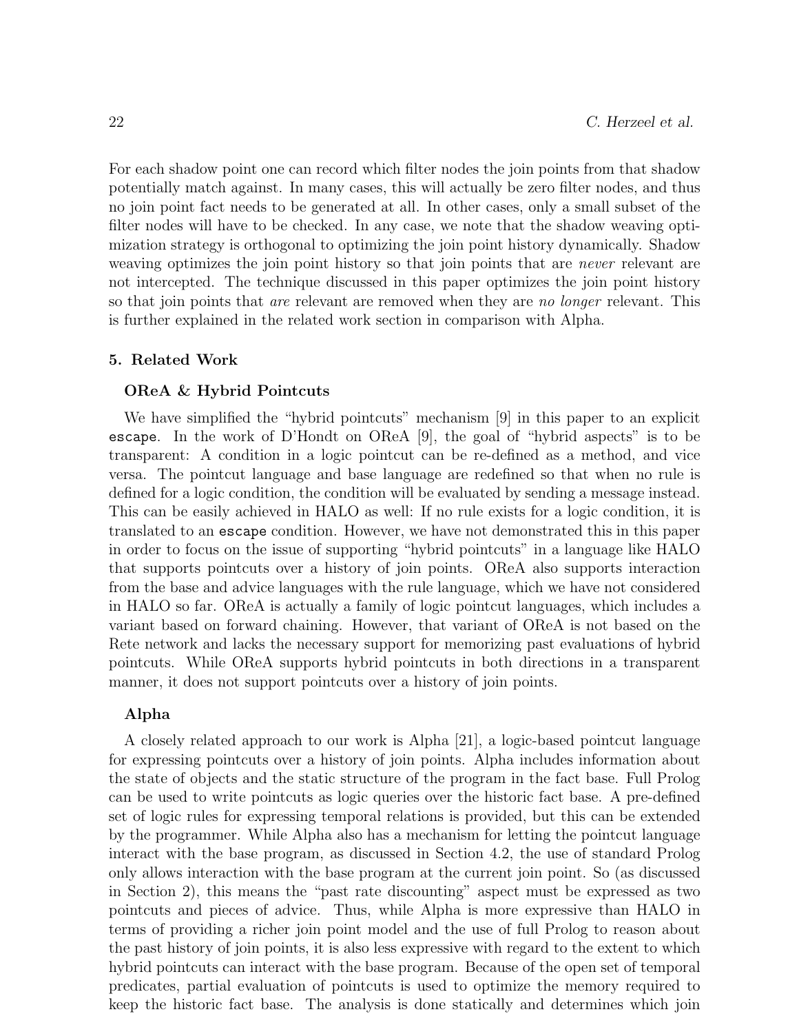For each shadow point one can record which filter nodes the join points from that shadow potentially match against. In many cases, this will actually be zero filter nodes, and thus no join point fact needs to be generated at all. In other cases, only a small subset of the filter nodes will have to be checked. In any case, we note that the shadow weaving optimization strategy is orthogonal to optimizing the join point history dynamically. Shadow weaving optimizes the join point history so that join points that are *never* relevant are not intercepted. The technique discussed in this paper optimizes the join point history so that join points that *are* relevant are removed when they are *no longer* relevant. This is further explained in the related work section in comparison with Alpha.

## 5. Related Work

### OReA & Hybrid Pointcuts

We have simplified the "hybrid pointcuts" mechanism [9] in this paper to an explicit `escape`. In the work of D'Hondt on OReA [9], the goal of "hybrid aspects" is to be transparent: A condition in a logic pointcut can be re-defined as a method, and vice versa. The pointcut language and base language are redefined so that when no rule is defined for a logic condition, the condition will be evaluated by sending a message instead. This can be easily achieved in HALO as well: If no rule exists for a logic condition, it is translated to an `escape` condition. However, we have not demonstrated this in this paper in order to focus on the issue of supporting "hybrid pointcuts" in a language like HALO that supports pointcuts over a history of join points. OReA also supports interaction from the base and advice languages with the rule language, which we have not considered in HALO so far. OReA is actually a family of logic pointcut languages, which includes a variant based on forward chaining. However, that variant of OReA is not based on the Rete network and lacks the necessary support for memorizing past evaluations of hybrid pointcuts. While OReA supports hybrid pointcuts in both directions in a transparent manner, it does not support pointcuts over a history of join points.

### Alpha

A closely related approach to our work is Alpha [21], a logic-based pointcut language for expressing pointcuts over a history of join points. Alpha includes information about the state of objects and the static structure of the program in the fact base. Full Prolog can be used to write pointcuts as logic queries over the historic fact base. A pre-defined set of logic rules for expressing temporal relations is provided, but this can be extended by the programmer. While Alpha also has a mechanism for letting the pointcut language interact with the base program, as discussed in Section 4.2, the use of standard Prolog only allows interaction with the base program at the current join point. So (as discussed in Section 2), this means the "past rate discounting" aspect must be expressed as two pointcuts and pieces of advice. Thus, while Alpha is more expressive than HALO in terms of providing a richer join point model and the use of full Prolog to reason about the past history of join points, it is also less expressive with regard to the extent to which hybrid pointcuts can interact with the base program. Because of the open set of temporal predicates, partial evaluation of pointcuts is used to optimize the memory required to keep the historic fact base. The analysis is done statically and determines which join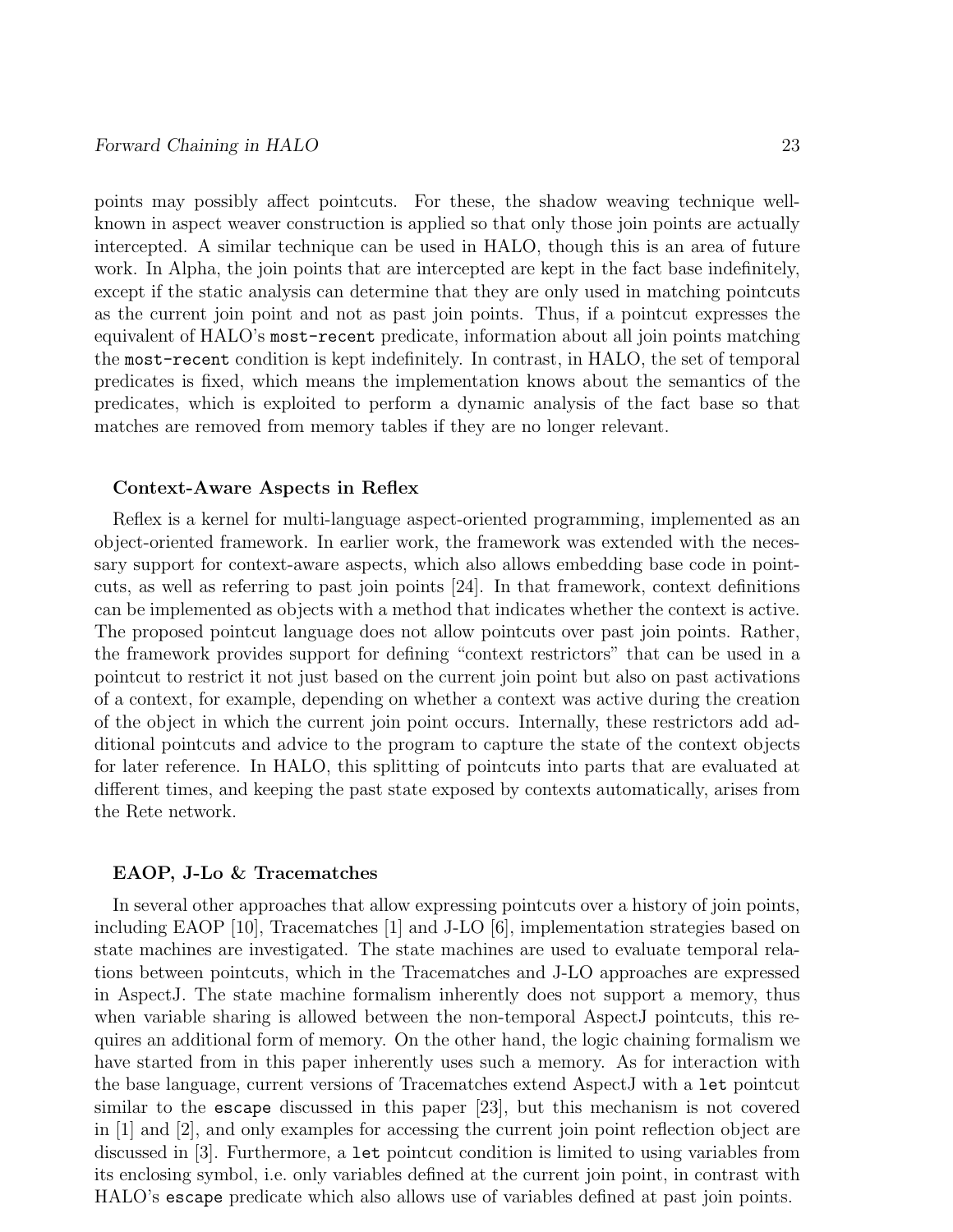points may possibly affect pointcuts. For these, the shadow weaving technique well-known in aspect weaver construction is applied so that only those join points are actually intercepted. A similar technique can be used in HALO, though this is an area of future work. In Alpha, the join points that are intercepted are kept in the fact base indefinitely, except if the static analysis can determine that they are only used in matching pointcuts as the current join point and not as past join points. Thus, if a pointcut expresses the equivalent of HALO's `most-recent` predicate, information about all join points matching the `most-recent` condition is kept indefinitely. In contrast, in HALO, the set of temporal predicates is fixed, which means the implementation knows about the semantics of the predicates, which is exploited to perform a dynamic analysis of the fact base so that matches are removed from memory tables if they are no longer relevant.

### Context-Aware Aspects in Reflex

Reflex is a kernel for multi-language aspect-oriented programming, implemented as an object-oriented framework. In earlier work, the framework was extended with the necessary support for context-aware aspects, which also allows embedding base code in pointcuts, as well as referring to past join points [24]. In that framework, context definitions can be implemented as objects with a method that indicates whether the context is active. The proposed pointcut language does not allow pointcuts over past join points. Rather, the framework provides support for defining "context restrictors" that can be used in a pointcut to restrict it not just based on the current join point but also on past activations of a context, for example, depending on whether a context was active during the creation of the object in which the current join point occurs. Internally, these restrictors add additional pointcuts and advice to the program to capture the state of the context objects for later reference. In HALO, this splitting of pointcuts into parts that are evaluated at different times, and keeping the past state exposed by contexts automatically, arises from the Rete network.

### EAOP, J-Lo & Tracematches

In several other approaches that allow expressing pointcuts over a history of join points, including EAOP [10], Tracematches [1] and J-LO [6], implementation strategies based on state machines are investigated. The state machines are used to evaluate temporal relations between pointcuts, which in the Tracematches and J-LO approaches are expressed in AspectJ. The state machine formalism inherently does not support a memory, thus when variable sharing is allowed between the non-temporal AspectJ pointcuts, this requires an additional form of memory. On the other hand, the logic chaining formalism we have started from in this paper inherently uses such a memory. As for interaction with the base language, current versions of Tracematches extend AspectJ with a `let` pointcut similar to the `escape` discussed in this paper [23], but this mechanism is not covered in [1] and [2], and only examples for accessing the current join point reflection object are discussed in [3]. Furthermore, a `let` pointcut condition is limited to using variables from its enclosing symbol, i.e. only variables defined at the current join point, in contrast with HALO's `escape` predicate which also allows use of variables defined at past join points.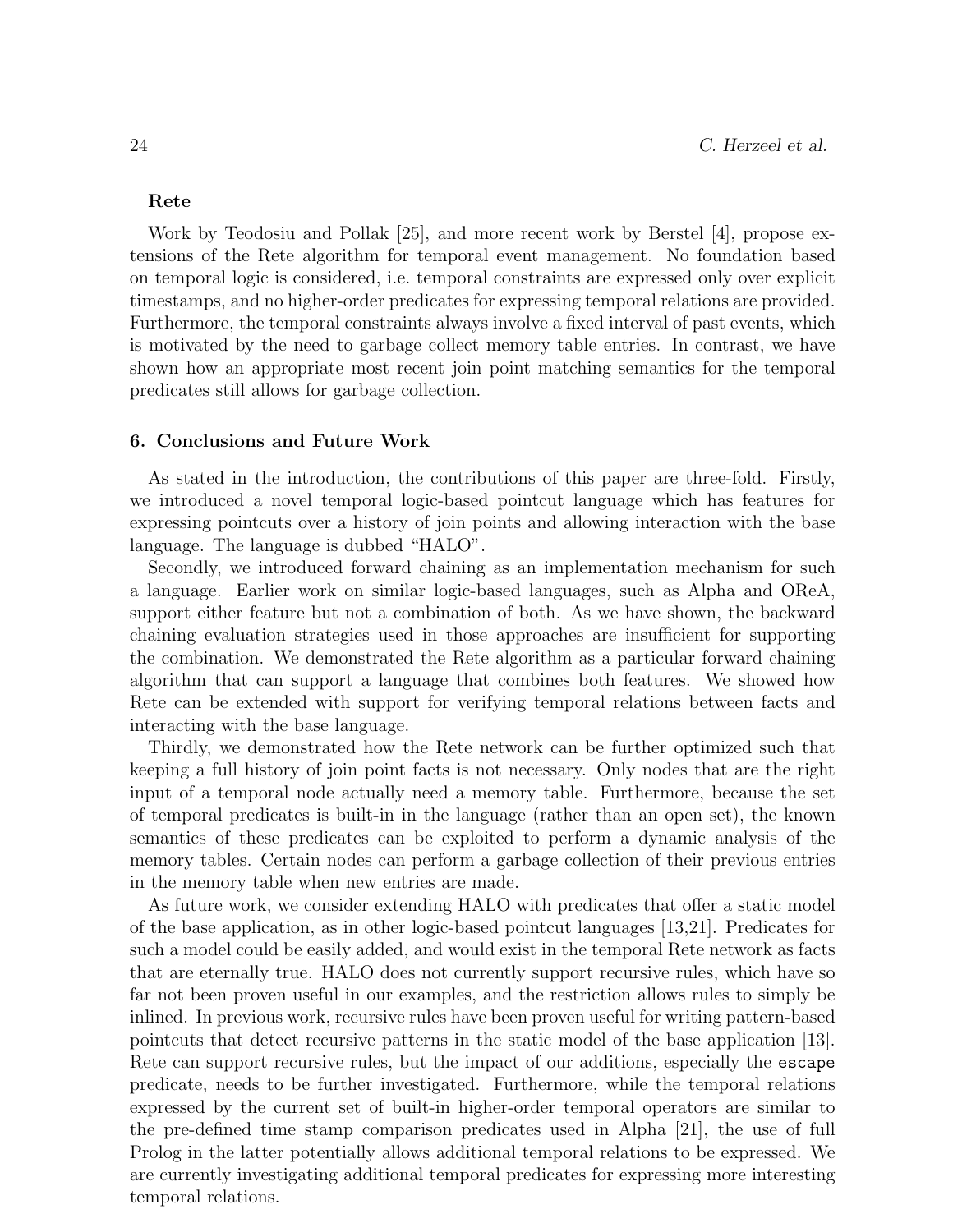### Rete

Work by Teodosiu and Pollak [25], and more recent work by Berstel [4], propose extensions of the Rete algorithm for temporal event management. No foundation based on temporal logic is considered, i.e. temporal constraints are expressed only over explicit timestamps, and no higher-order predicates for expressing temporal relations are provided. Furthermore, the temporal constraints always involve a fixed interval of past events, which is motivated by the need to garbage collect memory table entries. In contrast, we have shown how an appropriate most recent join point matching semantics for the temporal predicates still allows for garbage collection.

## 6. Conclusions and Future Work

As stated in the introduction, the contributions of this paper are three-fold. Firstly, we introduced a novel temporal logic-based pointcut language which has features for expressing pointcuts over a history of join points and allowing interaction with the base language. The language is dubbed "HALO".

Secondly, we introduced forward chaining as an implementation mechanism for such a language. Earlier work on similar logic-based languages, such as Alpha and OReA, support either feature but not a combination of both. As we have shown, the backward chaining evaluation strategies used in those approaches are insufficient for supporting the combination. We demonstrated the Rete algorithm as a particular forward chaining algorithm that can support a language that combines both features. We showed how Rete can be extended with support for verifying temporal relations between facts and interacting with the base language.

Thirdly, we demonstrated how the Rete network can be further optimized such that keeping a full history of join point facts is not necessary. Only nodes that are the right input of a temporal node actually need a memory table. Furthermore, because the set of temporal predicates is built-in in the language (rather than an open set), the known semantics of these predicates can be exploited to perform a dynamic analysis of the memory tables. Certain nodes can perform a garbage collection of their previous entries in the memory table when new entries are made.

As future work, we consider extending HALO with predicates that offer a static model of the base application, as in other logic-based pointcut languages [13,21]. Predicates for such a model could be easily added, and would exist in the temporal Rete network as facts that are eternally true. HALO does not currently support recursive rules, which have so far not been proven useful in our examples, and the restriction allows rules to simply be inlined. In previous work, recursive rules have been proven useful for writing pattern-based pointcuts that detect recursive patterns in the static model of the base application [13]. Rete can support recursive rules, but the impact of our additions, especially the `escape` predicate, needs to be further investigated. Furthermore, while the temporal relations expressed by the current set of built-in higher-order temporal operators are similar to the pre-defined time stamp comparison predicates used in Alpha [21], the use of full Prolog in the latter potentially allows additional temporal relations to be expressed. We are currently investigating additional temporal predicates for expressing more interesting temporal relations.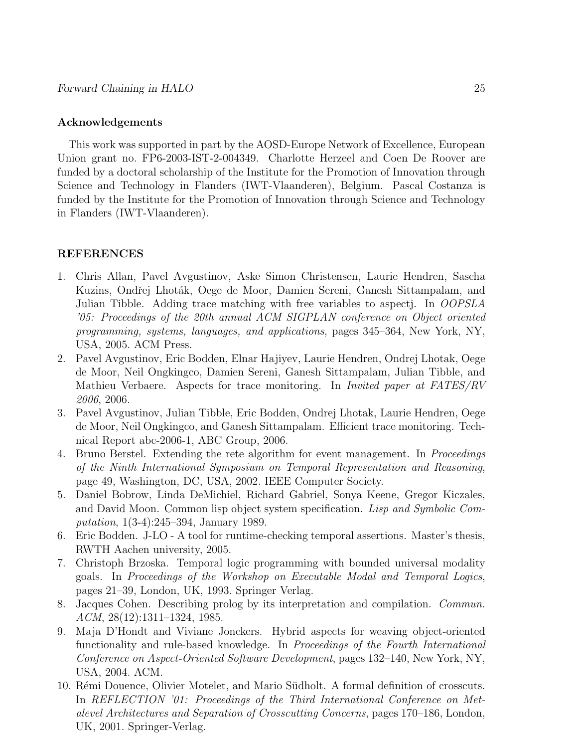## Acknowledgements

This work was supported in part by the AOSD-Europe Network of Excellence, European Union grant no. FP6-2003-IST-2-004349. Charlotte Herzeel and Coen De Roover are funded by a doctoral scholarship of the Institute for the Promotion of Innovation through Science and Technology in Flanders (IWT-Vlaanderen), Belgium. Pascal Costanza is funded by the Institute for the Promotion of Innovation through Science and Technology in Flanders (IWT-Vlaanderen).

## REFERENCES

1. Chris Allan, Pavel Avgustinov, Aske Simon Christensen, Laurie Hendren, Sascha Kuzins, Ondřej Lhoták, Oege de Moor, Damien Sereni, Ganesh Sittampalam, and Julian Tibble. Adding trace matching with free variables to aspectj. In *OOPSLA '05: Proceedings of the 20th annual ACM SIGPLAN conference on Object oriented programming, systems, languages, and applications*, pages 345–364, New York, NY, USA, 2005. ACM Press.
2. Pavel Avgustinov, Eric Bodden, Elnar Hajiyev, Laurie Hendren, Ondrej Lhotak, Oege de Moor, Neil Ongkingco, Damien Sereni, Ganesh Sittampalam, Julian Tibble, and Mathieu Verbaere. Aspects for trace monitoring. In *Invited paper at FATES/RV 2006*, 2006.
3. Pavel Avgustinov, Julian Tibble, Eric Bodden, Ondrej Lhotak, Laurie Hendren, Oege de Moor, Neil Ongkingco, and Ganesh Sittampalam. Efficient trace monitoring. Technical Report abc-2006-1, ABC Group, 2006.
4. Bruno Berstel. Extending the rete algorithm for event management. In *Proceedings of the Ninth International Symposium on Temporal Representation and Reasoning*, page 49, Washington, DC, USA, 2002. IEEE Computer Society.
5. Daniel Bobrow, Linda DeMichiel, Richard Gabriel, Sonya Keene, Gregor Kiczales, and David Moon. Common lisp object system specification. *Lisp and Symbolic Computation*, 1(3-4):245–394, January 1989.
6. Eric Bodden. J-LO - A tool for runtime-checking temporal assertions. Master's thesis, RWTH Aachen university, 2005.
7. Christoph Brzoska. Temporal logic programming with bounded universal modality goals. In *Proceedings of the Workshop on Executable Modal and Temporal Logics*, pages 21–39, London, UK, 1993. Springer Verlag.
8. Jacques Cohen. Describing prolog by its interpretation and compilation. *Commun. ACM*, 28(12):1311–1324, 1985.
9. Maja D'Hondt and Viviane Jonckers. Hybrid aspects for weaving object-oriented functionality and rule-based knowledge. In *Proceedings of the Fourth International Conference on Aspect-Oriented Software Development*, pages 132–140, New York, NY, USA, 2004. ACM.
10. Rémi Douence, Olivier Motelet, and Mario Südholt. A formal definition of crosscuts. In *REFLECTION '01: Proceedings of the Third International Conference on Metalevel Architectures and Separation of Crosscutting Concerns*, pages 170–186, London, UK, 2001. Springer-Verlag.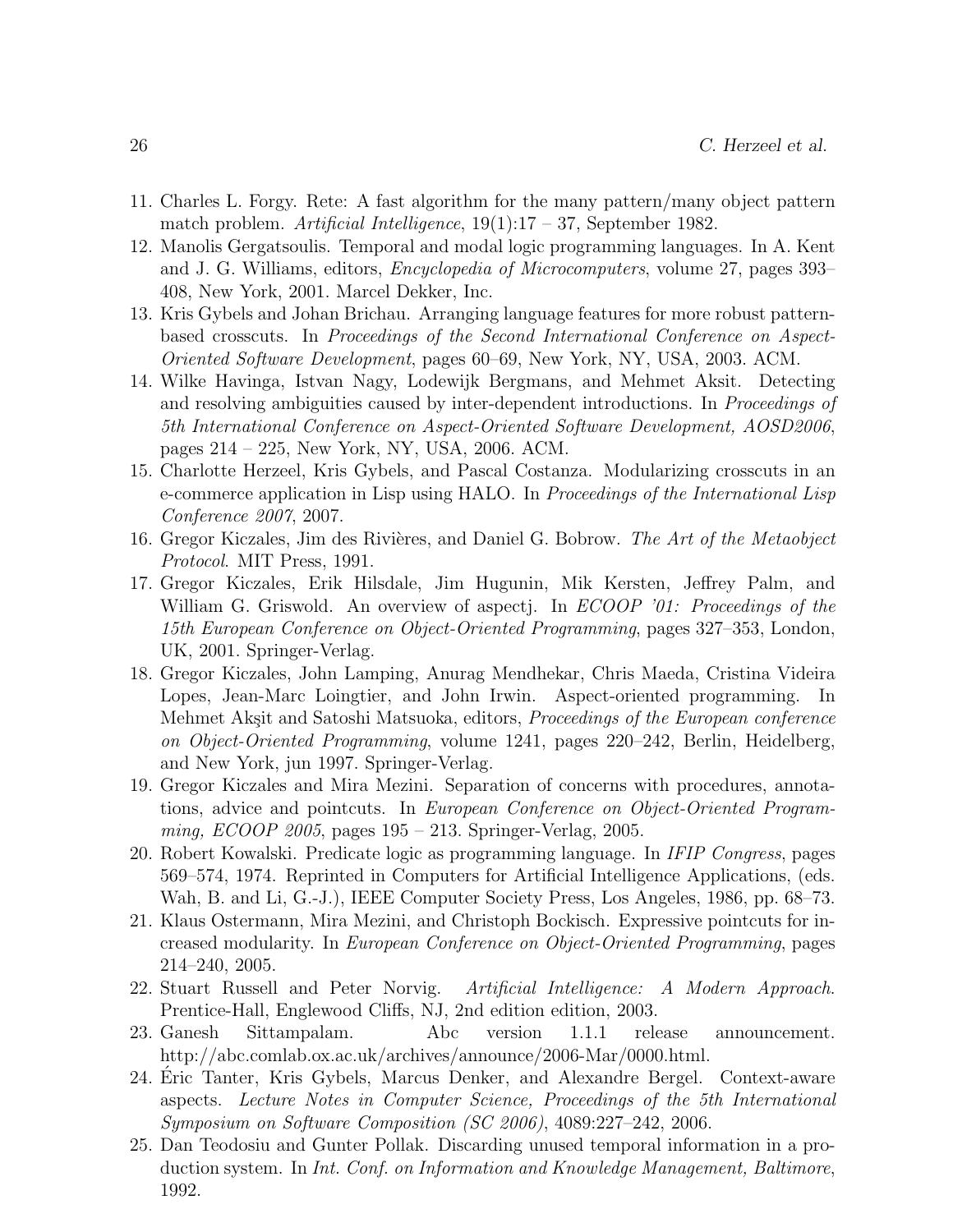11. Charles L. Forgy. Rete: A fast algorithm for the many pattern/many object pattern match problem. *Artificial Intelligence*, 19(1):17 – 37, September 1982.
12. Manolis Gergatsoulis. Temporal and modal logic programming languages. In A. Kent and J. G. Williams, editors, *Encyclopedia of Microcomputers*, volume 27, pages 393–408, New York, 2001. Marcel Dekker, Inc.
13. Kris Gybels and Johan Brichau. Arranging language features for more robust pattern-based crosscuts. In *Proceedings of the Second International Conference on Aspect-Oriented Software Development*, pages 60–69, New York, NY, USA, 2003. ACM.
14. Wilke Havinga, Istvan Nagy, Lodewijk Bergmans, and Mehmet Aksit. Detecting and resolving ambiguities caused by inter-dependent introductions. In *Proceedings of 5th International Conference on Aspect-Oriented Software Development, AOSD2006*, pages 214 – 225, New York, NY, USA, 2006. ACM.
15. Charlotte Herzeel, Kris Gybels, and Pascal Costanza. Modularizing crosscuts in an e-commerce application in Lisp using HALO. In *Proceedings of the International Lisp Conference 2007*, 2007.
16. Gregor Kiczales, Jim des Rivières, and Daniel G. Bobrow. *The Art of the Metaobject Protocol*. MIT Press, 1991.
17. Gregor Kiczales, Erik Hilsdale, Jim Hugunin, Mik Kersten, Jeffrey Palm, and William G. Griswold. An overview of aspectj. In *ECOOP '01: Proceedings of the 15th European Conference on Object-Oriented Programming*, pages 327–353, London, UK, 2001. Springer-Verlag.
18. Gregor Kiczales, John Lamping, Anurag Mendhekar, Chris Maeda, Cristina Videira Lopes, Jean-Marc Loingtier, and John Irwin. Aspect-oriented programming. In Mehmet Akşit and Satoshi Matsuoka, editors, *Proceedings of the European conference on Object-Oriented Programming*, volume 1241, pages 220–242, Berlin, Heidelberg, and New York, jun 1997. Springer-Verlag.
19. Gregor Kiczales and Mira Mezini. Separation of concerns with procedures, annotations, advice and pointcuts. In *European Conference on Object-Oriented Programming, ECOOP 2005*, pages 195 – 213. Springer-Verlag, 2005.
20. Robert Kowalski. Predicate logic as programming language. In *IFIP Congress*, pages 569–574, 1974. Reprinted in Computers for Artificial Intelligence Applications, (eds. Wah, B. and Li, G.-J.), IEEE Computer Society Press, Los Angeles, 1986, pp. 68–73.
21. Klaus Ostermann, Mira Mezini, and Christoph Bockisch. Expressive pointcuts for increased modularity. In *European Conference on Object-Oriented Programming*, pages 214–240, 2005.
22. Stuart Russell and Peter Norvig. *Artificial Intelligence: A Modern Approach*. Prentice-Hall, Englewood Cliffs, NJ, 2nd edition edition, 2003.
23. Ganesh Sittampalam. Abc version 1.1.1 release announcement. http://abc.comlab.ox.ac.uk/archives/announce/2006-Mar/0000.html.
24. Éric Tanter, Kris Gybels, Marcus Denker, and Alexandre Bergel. Context-aware aspects. *Lecture Notes in Computer Science, Proceedings of the 5th International Symposium on Software Composition (SC 2006)*, 4089:227–242, 2006.
25. Dan Teodosiu and Gunter Pollak. Discarding unused temporal information in a production system. In *Int. Conf. on Information and Knowledge Management, Baltimore*, 1992.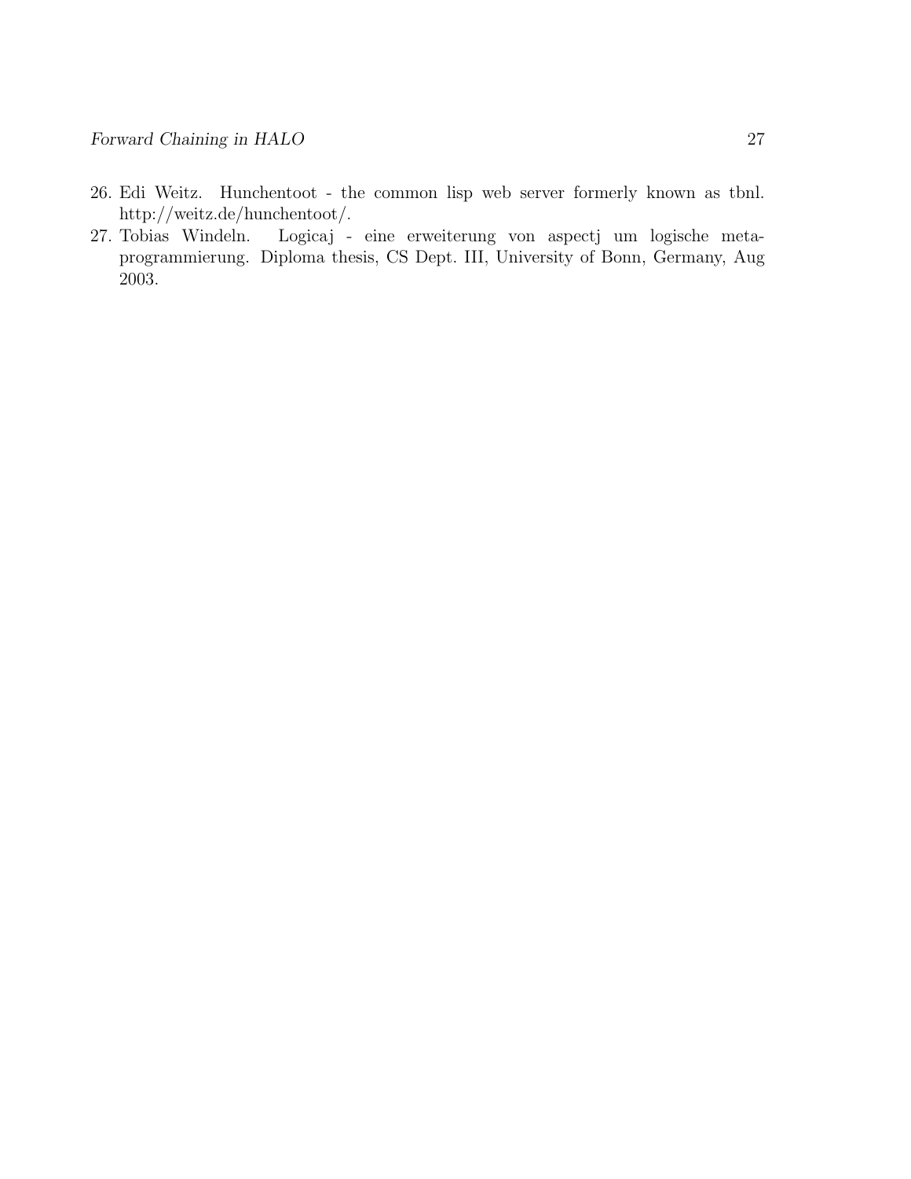26. Edi Weitz. Hunchentoot - the common lisp web server formerly known as tbnl. http://weitz.de/hunchentoot/.
27. Tobias Windeln. Logicaj - eine erweiterung von aspectj um logische metaprogrammierung. Diploma thesis, CS Dept. III, University of Bonn, Germany, Aug 2003.